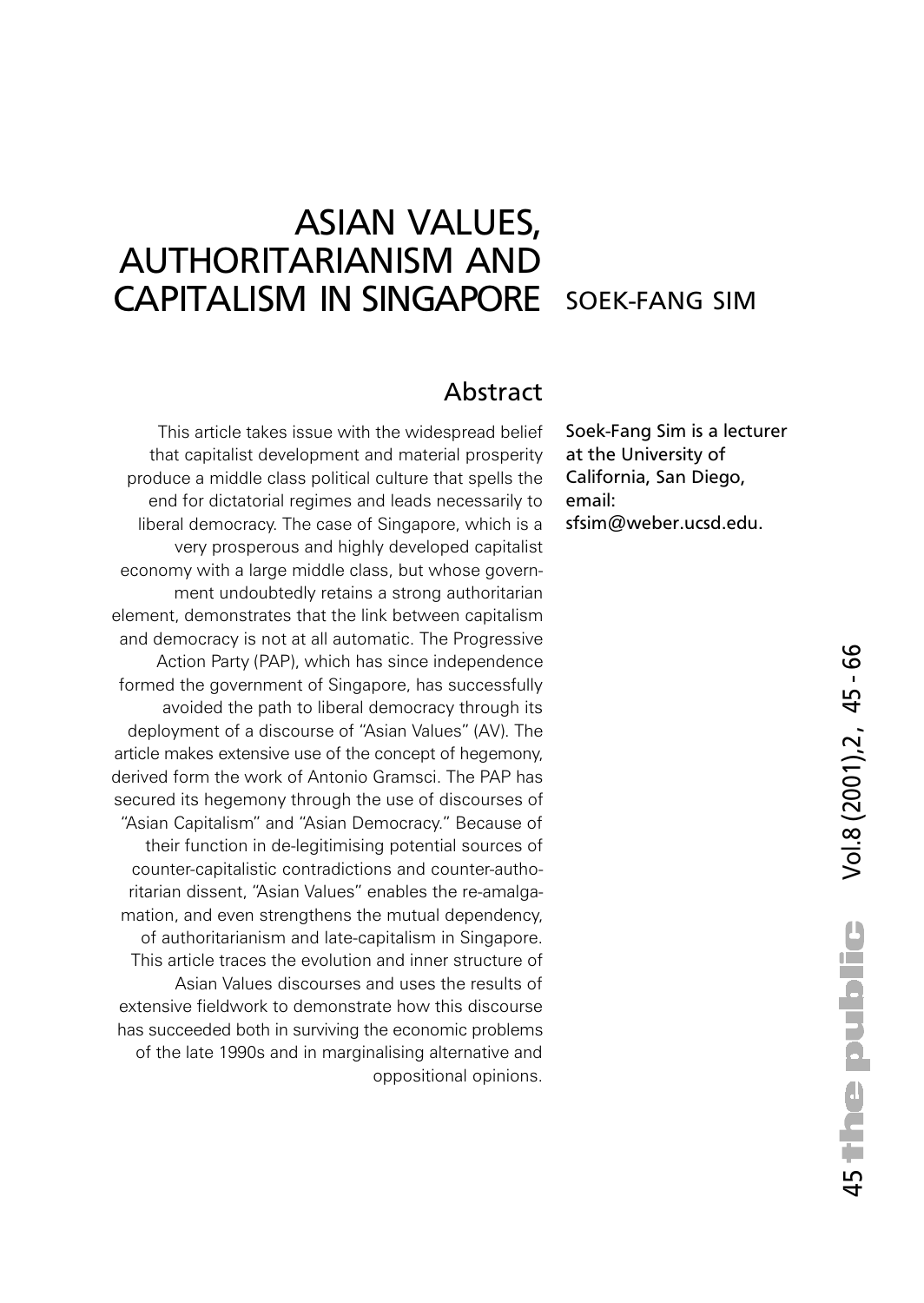# ASIAN VALUES, AUTHORITARIANISM AND CAPITALISM IN SINGAPORE

SOEK-FANG SIM

Soek-Fang Sim is a lecturer at the University of California, San Diego, email: sfsim@weber.ucsd.edu.

## Abstract

This article takes issue with the widespread belief that capitalist development and material prosperity produce a middle class political culture that spells the end for dictatorial regimes and leads necessarily to liberal democracy. The case of Singapore, which is a very prosperous and highly developed capitalist economy with a large middle class, but whose government undoubtedly retains a strong authoritarian element, demonstrates that the link between capitalism and democracy is not at all automatic. The Progressive Action Party (PAP), which has since independence formed the government of Singapore, has successfully avoided the path to liberal democracy through its deployment of a discourse of "Asian Values" (AV). The article makes extensive use of the concept of hegemony, derived form the work of Antonio Gramsci. The PAP has secured its hegemony through the use of discourses of "Asian Capitalism" and "Asian Democracy." Because of their function in de-legitimising potential sources of counter-capitalistic contradictions and counter-authoritarian dissent, "Asian Values" enables the re-amalgamation, and even strengthens the mutual dependency, of authoritarianism and late-capitalism in Singapore. This article traces the evolution and inner structure of Asian Values discourses and uses the results of extensive fieldwork to demonstrate how this discourse has succeeded both in surviving the economic problems of the late 1990s and in marginalising alternative and oppositional opinions.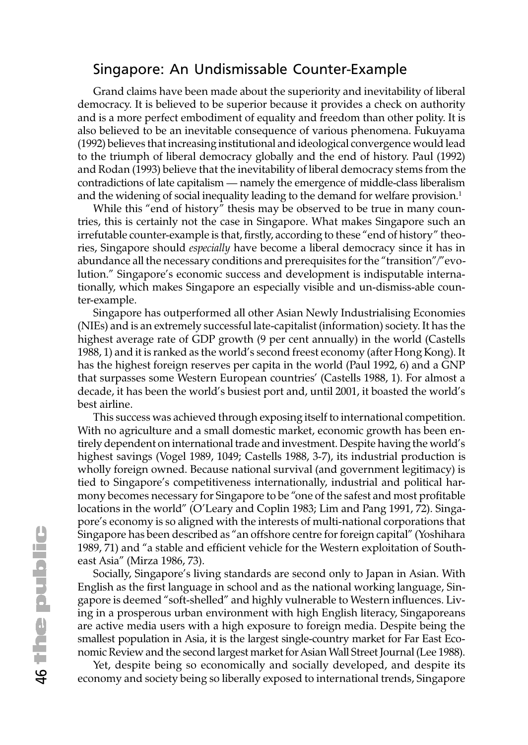## Singapore: An Undismissable Counter-Example

Grand claims have been made about the superiority and inevitability of liberal democracy. It is believed to be superior because it provides a check on authority and is a more perfect embodiment of equality and freedom than other polity. It is also believed to be an inevitable consequence of various phenomena. Fukuyama (1992) believes that increasing institutional and ideological convergence would lead to the triumph of liberal democracy globally and the end of history. Paul (1992) and Rodan (1993) believe that the inevitability of liberal democracy stems from the contradictions of late capitalism — namely the emergence of middle-class liberalism and the widening of social inequality leading to the demand for welfare provision.[1]

While this "end of history" thesis may be observed to be true in many countries, this is certainly not the case in Singapore. What makes Singapore such an irrefutable counter-example is that, firstly, according to these "end of history" theories, Singapore should *especially* have become a liberal democracy since it has in abundance all the necessary conditions and prerequisites for the "transition"/"evolution." Singapore's economic success and development is indisputable internationally, which makes Singapore an especially visible and un-dismiss-able counter-example.

Singapore has outperformed all other Asian Newly Industrialising Economies (NIEs) and is an extremely successful late-capitalist (information) society. It has the highest average rate of GDP growth (9 per cent annually) in the world (Castells 1988, 1) and it is ranked as the world's second freest economy (after Hong Kong). It has the highest foreign reserves per capita in the world (Paul 1992, 6) and a GNP that surpasses some Western European countries' (Castells 1988, 1). For almost a decade, it has been the world's busiest port and, until 2001, it boasted the world's best airline.

This success was achieved through exposing itself to international competition. With no agriculture and a small domestic market, economic growth has been entirely dependent on international trade and investment. Despite having the world's highest savings (Vogel 1989, 1049; Castells 1988, 3-7), its industrial production is wholly foreign owned. Because national survival (and government legitimacy) is tied to Singapore's competitiveness internationally, industrial and political harmony becomes necessary for Singapore to be "one of the safest and most profitable locations in the world" (O'Leary and Coplin 1983; Lim and Pang 1991, 72). Singapore's economy is so aligned with the interests of multi-national corporations that Singapore has been described as "an offshore centre for foreign capital" (Yoshihara 1989, 71) and "a stable and efficient vehicle for the Western exploitation of Southeast Asia" (Mirza 1986, 73).

Socially, Singapore's living standards are second only to Japan in Asian. With English as the first language in school and as the national working language, Singapore is deemed "soft-shelled" and highly vulnerable to Western influences. Living in a prosperous urban environment with high English literacy, Singaporeans are active media users with a high exposure to foreign media. Despite being the smallest population in Asia, it is the largest single-country market for Far East Economic Review and the second largest market for Asian Wall Street Journal (Lee 1988).

Yet, despite being so economically and socially developed, and despite its economy and society being so liberally exposed to international trends, Singapore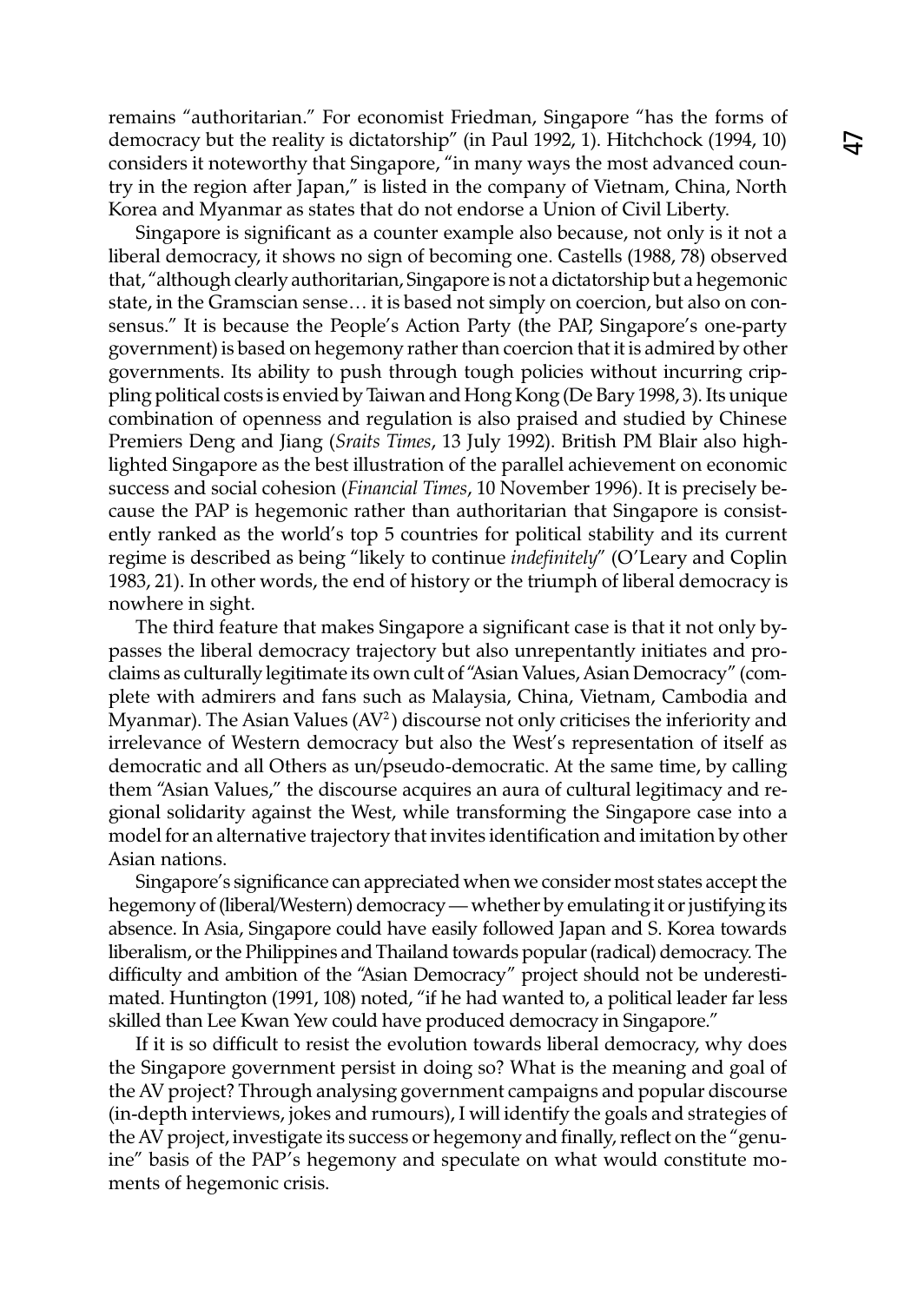remains "authoritarian." For economist Friedman, Singapore "has the forms of democracy but the reality is dictatorship" (in Paul 1992, 1). Hitchchock (1994, 10) considers it noteworthy that Singapore, "in many ways the most advanced country in the region after Japan," is listed in the company of Vietnam, China, North Korea and Myanmar as states that do not endorse a Union of Civil Liberty.

Singapore is significant as a counter example also because, not only is it not a liberal democracy, it shows no sign of becoming one. Castells (1988, 78) observed that, "although clearly authoritarian, Singapore is not a dictatorship but a hegemonic state, in the Gramscian sense… it is based not simply on coercion, but also on consensus." It is because the People's Action Party (the PAP, Singapore's one-party government) is based on hegemony rather than coercion that it is admired by other governments. Its ability to push through tough policies without incurring crippling political costs is envied by Taiwan and Hong Kong (De Bary 1998, 3). Its unique combination of openness and regulation is also praised and studied by Chinese Premiers Deng and Jiang (*Sraits Times*, 13 July 1992). British PM Blair also highlighted Singapore as the best illustration of the parallel achievement on economic success and social cohesion (*Financial Times*, 10 November 1996). It is precisely because the PAP is hegemonic rather than authoritarian that Singapore is consistently ranked as the world's top 5 countries for political stability and its current regime is described as being "likely to continue *indefinitely*" (O'Leary and Coplin 1983, 21). In other words, the end of history or the triumph of liberal democracy is nowhere in sight.

The third feature that makes Singapore a significant case is that it not only bypasses the liberal democracy trajectory but also unrepentantly initiates and proclaims as culturally legitimate its own cult of "Asian Values, Asian Democracy" (complete with admirers and fans such as Malaysia, China, Vietnam, Cambodia and Myanmar). The Asian Values ($AV^2$) discourse not only criticises the inferiority and irrelevance of Western democracy but also the West's representation of itself as democratic and all Others as un/pseudo-democratic. At the same time, by calling them "Asian Values," the discourse acquires an aura of cultural legitimacy and regional solidarity against the West, while transforming the Singapore case into a model for an alternative trajectory that invites identification and imitation by other Asian nations.

Singapore's significance can appreciated when we consider most states accept the hegemony of (liberal/Western) democracy — whether by emulating it or justifying its absence. In Asia, Singapore could have easily followed Japan and S. Korea towards liberalism, or the Philippines and Thailand towards popular (radical) democracy. The difficulty and ambition of the "Asian Democracy" project should not be underestimated. Huntington (1991, 108) noted, "if he had wanted to, a political leader far less skilled than Lee Kwan Yew could have produced democracy in Singapore."

If it is so difficult to resist the evolution towards liberal democracy, why does the Singapore government persist in doing so? What is the meaning and goal of the AV project? Through analysing government campaigns and popular discourse (in-depth interviews, jokes and rumours), I will identify the goals and strategies of the AV project, investigate its success or hegemony and finally, reflect on the "genuine" basis of the PAP's hegemony and speculate on what would constitute moments of hegemonic crisis.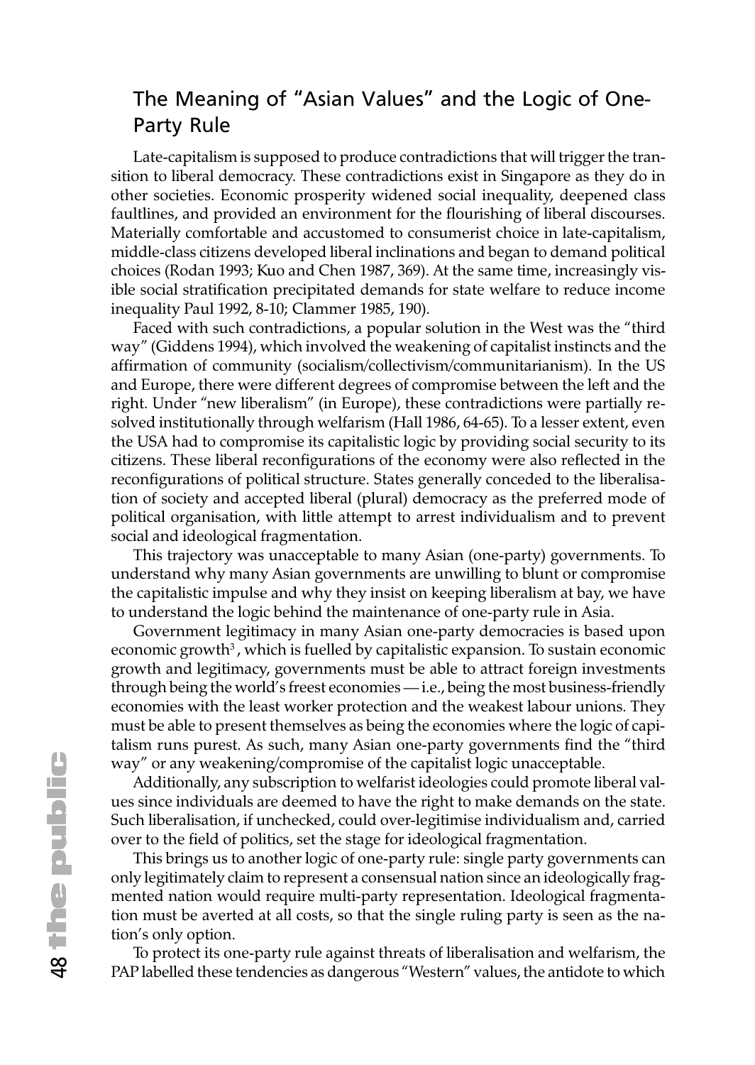## The Meaning of "Asian Values" and the Logic of One-Party Rule

Late-capitalism is supposed to produce contradictions that will trigger the transition to liberal democracy. These contradictions exist in Singapore as they do in other societies. Economic prosperity widened social inequality, deepened class faultlines, and provided an environment for the flourishing of liberal discourses. Materially comfortable and accustomed to consumerist choice in late-capitalism, middle-class citizens developed liberal inclinations and began to demand political choices (Rodan 1993; Kuo and Chen 1987, 369). At the same time, increasingly visible social stratification precipitated demands for state welfare to reduce income inequality Paul 1992, 8-10; Clammer 1985, 190).

Faced with such contradictions, a popular solution in the West was the "third way" (Giddens 1994), which involved the weakening of capitalist instincts and the affirmation of community (socialism/collectivism/communitarianism). In the US and Europe, there were different degrees of compromise between the left and the right. Under "new liberalism" (in Europe), these contradictions were partially resolved institutionally through welfarism (Hall 1986, 64-65). To a lesser extent, even the USA had to compromise its capitalistic logic by providing social security to its citizens. These liberal reconfigurations of the economy were also reflected in the reconfigurations of political structure. States generally conceded to the liberalisation of society and accepted liberal (plural) democracy as the preferred mode of political organisation, with little attempt to arrest individualism and to prevent social and ideological fragmentation.

This trajectory was unacceptable to many Asian (one-party) governments. To understand why many Asian governments are unwilling to blunt or compromise the capitalistic impulse and why they insist on keeping liberalism at bay, we have to understand the logic behind the maintenance of one-party rule in Asia.

Government legitimacy in many Asian one-party democracies is based upon economic growth[3], which is fuelled by capitalistic expansion. To sustain economic growth and legitimacy, governments must be able to attract foreign investments through being the world's freest economies — i.e., being the most business-friendly economies with the least worker protection and the weakest labour unions. They must be able to present themselves as being the economies where the logic of capitalism runs purest. As such, many Asian one-party governments find the "third way" or any weakening/compromise of the capitalist logic unacceptable.

Additionally, any subscription to welfarist ideologies could promote liberal values since individuals are deemed to have the right to make demands on the state. Such liberalisation, if unchecked, could over-legitimise individualism and, carried over to the field of politics, set the stage for ideological fragmentation.

This brings us to another logic of one-party rule: single party governments can only legitimately claim to represent a consensual nation since an ideologically fragmented nation would require multi-party representation. Ideological fragmentation must be averted at all costs, so that the single ruling party is seen as the nation's only option.

To protect its one-party rule against threats of liberalisation and welfarism, the PAP labelled these tendencies as dangerous "Western" values, the antidote to which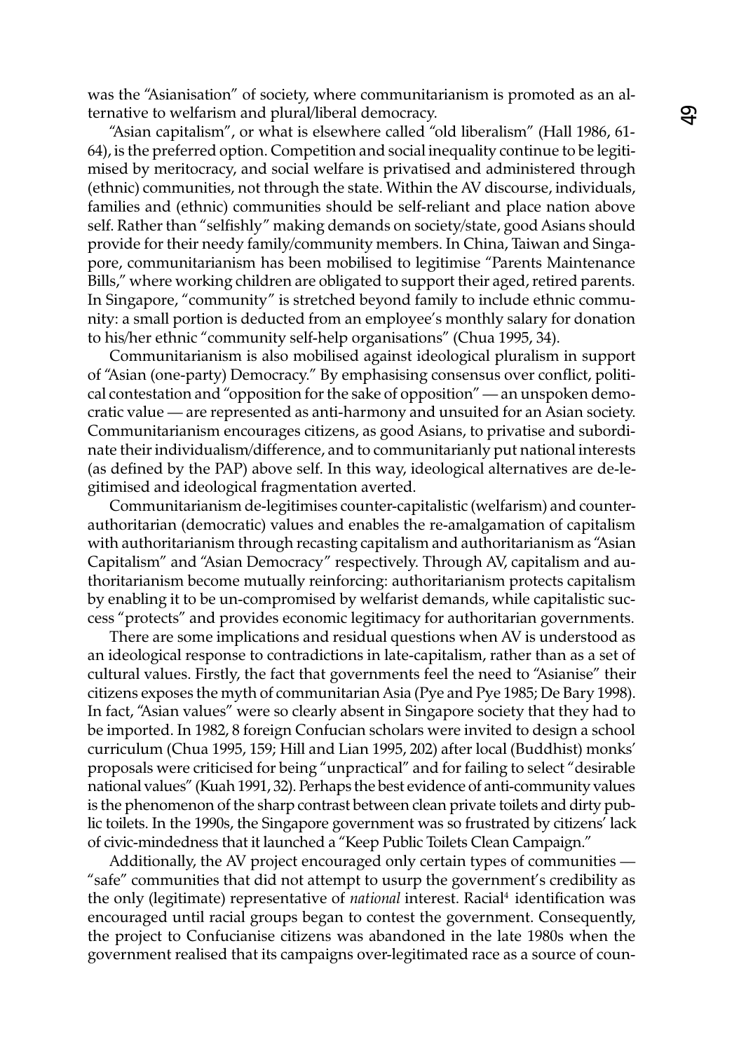was the "Asianisation" of society, where communitarianism is promoted as an alternative to welfarism and plural/liberal democracy.

"Asian capitalism", or what is elsewhere called "old liberalism" (Hall 1986, 61-64), is the preferred option. Competition and social inequality continue to be legitimised by meritocracy, and social welfare is privatised and administered through (ethnic) communities, not through the state. Within the AV discourse, individuals, families and (ethnic) communities should be self-reliant and place nation above self. Rather than "selfishly" making demands on society/state, good Asians should provide for their needy family/community members. In China, Taiwan and Singapore, communitarianism has been mobilised to legitimise "Parents Maintenance Bills," where working children are obligated to support their aged, retired parents. In Singapore, "community" is stretched beyond family to include ethnic community: a small portion is deducted from an employee's monthly salary for donation to his/her ethnic "community self-help organisations" (Chua 1995, 34).

Communitarianism is also mobilised against ideological pluralism in support of "Asian (one-party) Democracy." By emphasising consensus over conflict, political contestation and "opposition for the sake of opposition" — an unspoken democratic value — are represented as anti-harmony and unsuited for an Asian society. Communitarianism encourages citizens, as good Asians, to privatise and subordinate their individualism/difference, and to communitarianly put national interests (as defined by the PAP) above self. In this way, ideological alternatives are de-legitimised and ideological fragmentation averted.

Communitarianism de-legitimises counter-capitalistic (welfarism) and counter-authoritarian (democratic) values and enables the re-amalgamation of capitalism with authoritarianism through recasting capitalism and authoritarianism as "Asian Capitalism" and "Asian Democracy" respectively. Through AV, capitalism and authoritarianism become mutually reinforcing: authoritarianism protects capitalism by enabling it to be un-compromised by welfarist demands, while capitalistic success "protects" and provides economic legitimacy for authoritarian governments.

There are some implications and residual questions when AV is understood as an ideological response to contradictions in late-capitalism, rather than as a set of cultural values. Firstly, the fact that governments feel the need to "Asianise" their citizens exposes the myth of communitarian Asia (Pye and Pye 1985; De Bary 1998). In fact, "Asian values" were so clearly absent in Singapore society that they had to be imported. In 1982, 8 foreign Confucian scholars were invited to design a school curriculum (Chua 1995, 159; Hill and Lian 1995, 202) after local (Buddhist) monks' proposals were criticised for being "unpractical" and for failing to select "desirable national values" (Kuah 1991, 32). Perhaps the best evidence of anti-community values is the phenomenon of the sharp contrast between clean private toilets and dirty public toilets. In the 1990s, the Singapore government was so frustrated by citizens' lack of civic-mindedness that it launched a "Keep Public Toilets Clean Campaign."

Additionally, the AV project encouraged only certain types of communities — "safe" communities that did not attempt to usurp the government's credibility as the only (legitimate) representative of *national* interest. Racial[4] identification was encouraged until racial groups began to contest the government. Consequently, the project to Confucianise citizens was abandoned in the late 1980s when the government realised that its campaigns over-legitimated race as a source of coun-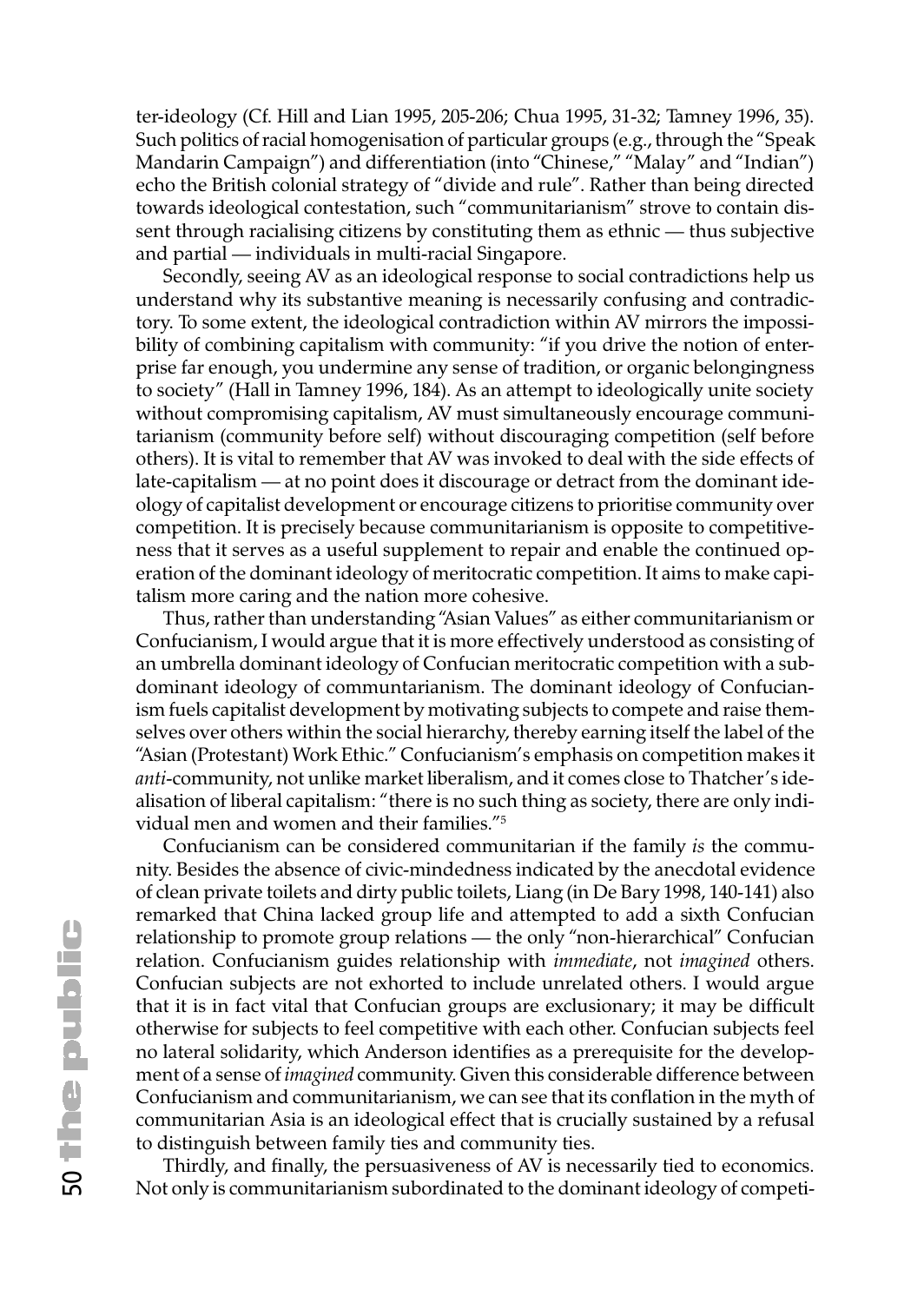ter-ideology (Cf. Hill and Lian 1995, 205-206; Chua 1995, 31-32; Tamney 1996, 35). Such politics of racial homogenisation of particular groups (e.g., through the "Speak Mandarin Campaign") and differentiation (into "Chinese," "Malay" and "Indian") echo the British colonial strategy of "divide and rule". Rather than being directed towards ideological contestation, such "communitarianism" strove to contain dissent through racialising citizens by constituting them as ethnic — thus subjective and partial — individuals in multi-racial Singapore.

Secondly, seeing AV as an ideological response to social contradictions help us understand why its substantive meaning is necessarily confusing and contradictory. To some extent, the ideological contradiction within AV mirrors the impossibility of combining capitalism with community: "if you drive the notion of enterprise far enough, you undermine any sense of tradition, or organic belongingness to society" (Hall in Tamney 1996, 184). As an attempt to ideologically unite society without compromising capitalism, AV must simultaneously encourage communitarianism (community before self) without discouraging competition (self before others). It is vital to remember that AV was invoked to deal with the side effects of late-capitalism — at no point does it discourage or detract from the dominant ideology of capitalist development or encourage citizens to prioritise community over competition. It is precisely because communitarianism is opposite to competitiveness that it serves as a useful supplement to repair and enable the continued operation of the dominant ideology of meritocratic competition. It aims to make capitalism more caring and the nation more cohesive.

Thus, rather than understanding "Asian Values" as either communitarianism or Confucianism, I would argue that it is more effectively understood as consisting of an umbrella dominant ideology of Confucian meritocratic competition with a subdominant ideology of communtarianism. The dominant ideology of Confucianism fuels capitalist development by motivating subjects to compete and raise themselves over others within the social hierarchy, thereby earning itself the label of the "Asian (Protestant) Work Ethic." Confucianism's emphasis on competition makes it *anti*-community, not unlike market liberalism, and it comes close to Thatcher's idealisation of liberal capitalism: "there is no such thing as society, there are only individual men and women and their families."[5]

Confucianism can be considered communitarian if the family *is* the community. Besides the absence of civic-mindedness indicated by the anecdotal evidence of clean private toilets and dirty public toilets, Liang (in De Bary 1998, 140-141) also remarked that China lacked group life and attempted to add a sixth Confucian relationship to promote group relations — the only "non-hierarchical" Confucian relation. Confucianism guides relationship with *immediate*, not *imagined* others. Confucian subjects are not exhorted to include unrelated others. I would argue that it is in fact vital that Confucian groups are exclusionary; it may be difficult otherwise for subjects to feel competitive with each other. Confucian subjects feel no lateral solidarity, which Anderson identifies as a prerequisite for the development of a sense of *imagined* community. Given this considerable difference between Confucianism and communitarianism, we can see that its conflation in the myth of communitarian Asia is an ideological effect that is crucially sustained by a refusal to distinguish between family ties and community ties.

Thirdly, and finally, the persuasiveness of AV is necessarily tied to economics. Not only is communitarianism subordinated to the dominant ideology of competi-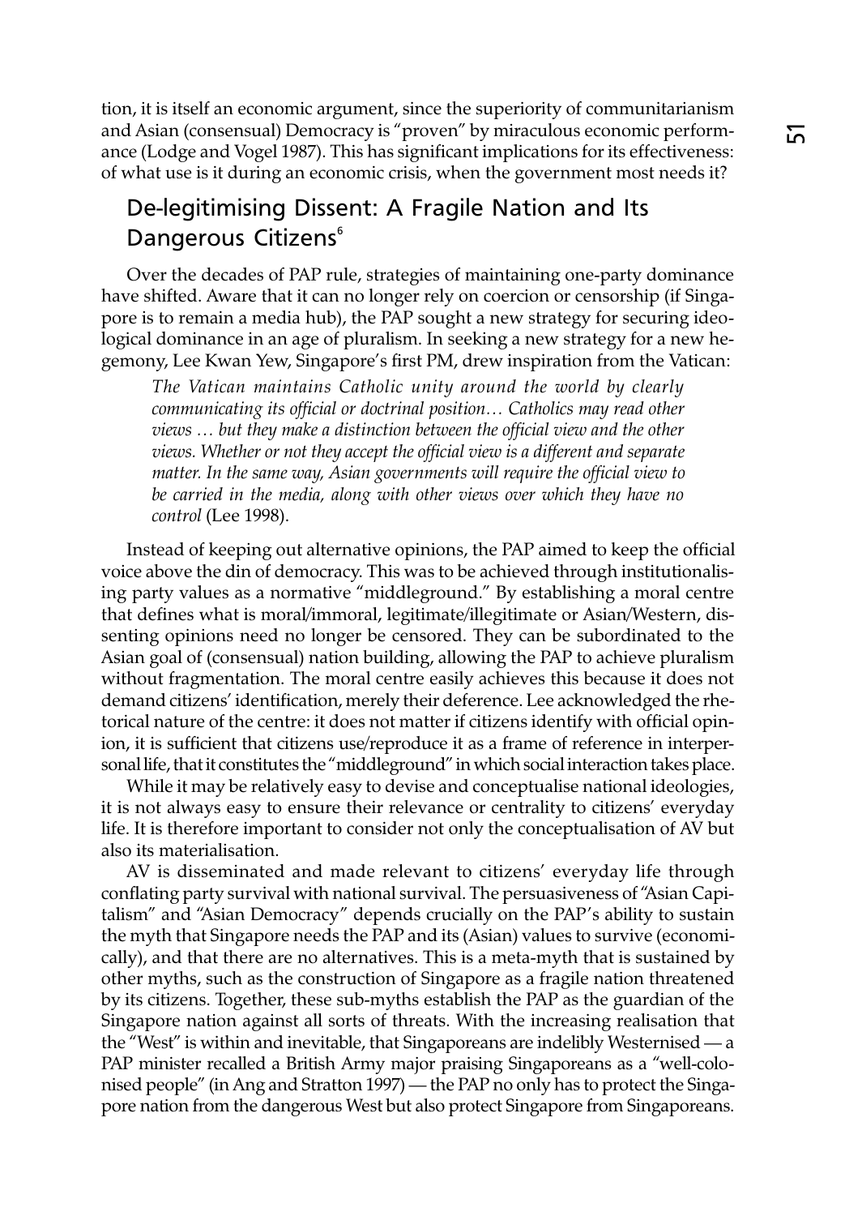tion, it is itself an economic argument, since the superiority of communitarianism and Asian (consensual) Democracy is "proven" by miraculous economic performance (Lodge and Vogel 1987). This has significant implications for its effectiveness: of what use is it during an economic crisis, when the government most needs it?

## De-legitimising Dissent: A Fragile Nation and Its Dangerous Citizens[6]

Over the decades of PAP rule, strategies of maintaining one-party dominance have shifted. Aware that it can no longer rely on coercion or censorship (if Singapore is to remain a media hub), the PAP sought a new strategy for securing ideological dominance in an age of pluralism. In seeking a new strategy for a new hegemony, Lee Kwan Yew, Singapore's first PM, drew inspiration from the Vatican:

> *The Vatican maintains Catholic unity around the world by clearly communicating its official or doctrinal position… Catholics may read other views … but they make a distinction between the official view and the other views. Whether or not they accept the official view is a different and separate matter. In the same way, Asian governments will require the official view to be carried in the media, along with other views over which they have no control* (Lee 1998).

Instead of keeping out alternative opinions, the PAP aimed to keep the official voice above the din of democracy. This was to be achieved through institutionalising party values as a normative "middleground." By establishing a moral centre that defines what is moral/immoral, legitimate/illegitimate or Asian/Western, dissenting opinions need no longer be censored. They can be subordinated to the Asian goal of (consensual) nation building, allowing the PAP to achieve pluralism without fragmentation. The moral centre easily achieves this because it does not demand citizens' identification, merely their deference. Lee acknowledged the rhetorical nature of the centre: it does not matter if citizens identify with official opinion, it is sufficient that citizens use/reproduce it as a frame of reference in interpersonal life, that it constitutes the "middleground" in which social interaction takes place.

While it may be relatively easy to devise and conceptualise national ideologies, it is not always easy to ensure their relevance or centrality to citizens' everyday life. It is therefore important to consider not only the conceptualisation of AV but also its materialisation.

AV is disseminated and made relevant to citizens' everyday life through conflating party survival with national survival. The persuasiveness of "Asian Capitalism" and "Asian Democracy" depends crucially on the PAP's ability to sustain the myth that Singapore needs the PAP and its (Asian) values to survive (economically), and that there are no alternatives. This is a meta-myth that is sustained by other myths, such as the construction of Singapore as a fragile nation threatened by its citizens. Together, these sub-myths establish the PAP as the guardian of the Singapore nation against all sorts of threats. With the increasing realisation that the "West" is within and inevitable, that Singaporeans are indelibly Westernised — a PAP minister recalled a British Army major praising Singaporeans as a "well-colonised people" (in Ang and Stratton 1997) — the PAP no only has to protect the Singapore nation from the dangerous West but also protect Singapore from Singaporeans.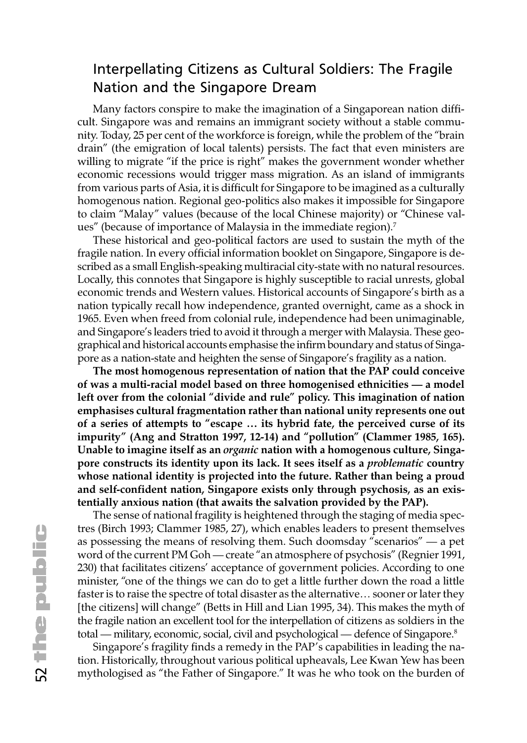## Interpellating Citizens as Cultural Soldiers: The Fragile Nation and the Singapore Dream

Many factors conspire to make the imagination of a Singaporean nation difficult. Singapore was and remains an immigrant society without a stable community. Today, 25 per cent of the workforce is foreign, while the problem of the "brain drain" (the emigration of local talents) persists. The fact that even ministers are willing to migrate "if the price is right" makes the government wonder whether economic recessions would trigger mass migration. As an island of immigrants from various parts of Asia, it is difficult for Singapore to be imagined as a culturally homogenous nation. Regional geo-politics also makes it impossible for Singapore to claim "Malay" values (because of the local Chinese majority) or "Chinese values" (because of importance of Malaysia in the immediate region).[7]

These historical and geo-political factors are used to sustain the myth of the fragile nation. In every official information booklet on Singapore, Singapore is described as a small English-speaking multiracial city-state with no natural resources. Locally, this connotes that Singapore is highly susceptible to racial unrests, global economic trends and Western values. Historical accounts of Singapore's birth as a nation typically recall how independence, granted overnight, came as a shock in 1965. Even when freed from colonial rule, independence had been unimaginable, and Singapore's leaders tried to avoid it through a merger with Malaysia. These geographical and historical accounts emphasise the infirm boundary and status of Singapore as a nation-state and heighten the sense of Singapore's fragility as a nation.

**The most homogenous representation of nation that the PAP could conceive of was a multi-racial model based on three homogenised ethnicities — a model left over from the colonial "divide and rule" policy. This imagination of nation emphasises cultural fragmentation rather than national unity represents one out of a series of attempts to "escape … its hybrid fate, the perceived curse of its impurity" (Ang and Stratton 1997, 12-14) and "pollution" (Clammer 1985, 165). Unable to imagine itself as an *organic* nation with a homogenous culture, Singapore constructs its identity upon its lack. It sees itself as a *problematic* country whose national identity is projected into the future. Rather than being a proud and self-confident nation, Singapore exists only through psychosis, as an existentially anxious nation (that awaits the salvation provided by the PAP).**

The sense of national fragility is heightened through the staging of media spectres (Birch 1993; Clammer 1985, 27), which enables leaders to present themselves as possessing the means of resolving them. Such doomsday "scenarios" — a pet word of the current PM Goh — create "an atmosphere of psychosis" (Regnier 1991, 230) that facilitates citizens' acceptance of government policies. According to one minister, "one of the things we can do to get a little further down the road a little faster is to raise the spectre of total disaster as the alternative… sooner or later they [the citizens] will change" (Betts in Hill and Lian 1995, 34). This makes the myth of the fragile nation an excellent tool for the interpellation of citizens as soldiers in the total — military, economic, social, civil and psychological — defence of Singapore.[8]

Singapore's fragility finds a remedy in the PAP's capabilities in leading the nation. Historically, throughout various political upheavals, Lee Kwan Yew has been mythologised as "the Father of Singapore." It was he who took on the burden of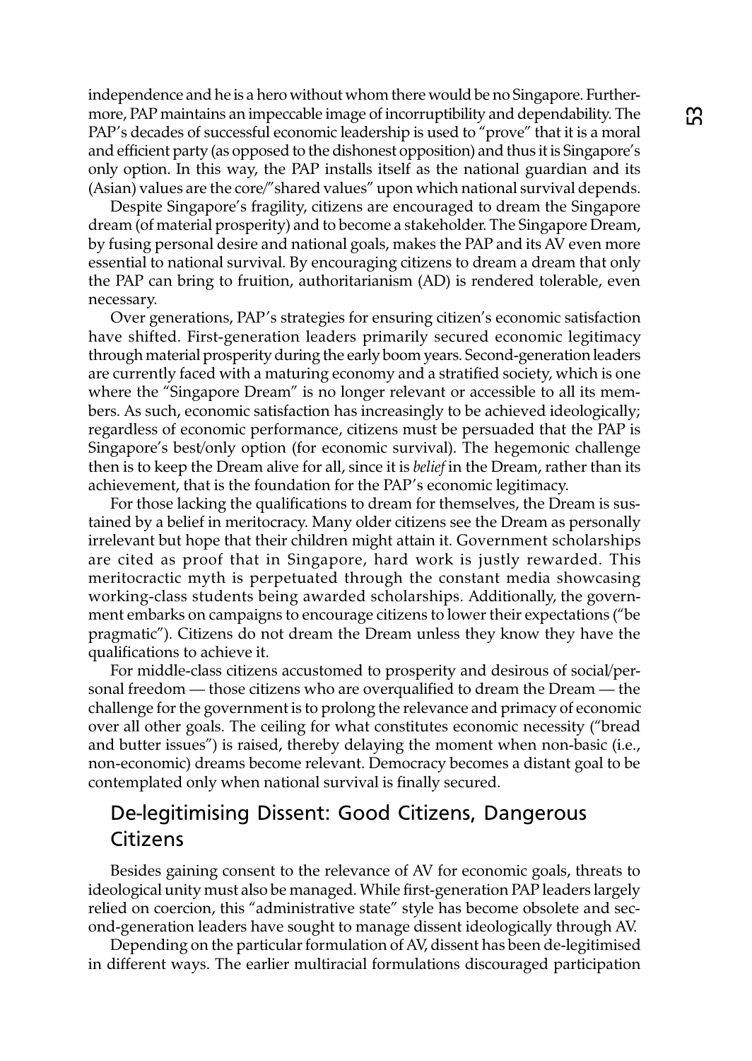independence and he is a hero without whom there would be no Singapore. Furthermore, PAP maintains an impeccable image of incorruptibility and dependability. The PAP's decades of successful economic leadership is used to "prove" that it is a moral and efficient party (as opposed to the dishonest opposition) and thus it is Singapore's only option. In this way, the PAP installs itself as the national guardian and its (Asian) values are the core/"shared values" upon which national survival depends.

Despite Singapore's fragility, citizens are encouraged to dream the Singapore dream (of material prosperity) and to become a stakeholder. The Singapore Dream, by fusing personal desire and national goals, makes the PAP and its AV even more essential to national survival. By encouraging citizens to dream a dream that only the PAP can bring to fruition, authoritarianism (AD) is rendered tolerable, even necessary.

Over generations, PAP's strategies for ensuring citizen's economic satisfaction have shifted. First-generation leaders primarily secured economic legitimacy through material prosperity during the early boom years. Second-generation leaders are currently faced with a maturing economy and a stratified society, which is one where the "Singapore Dream" is no longer relevant or accessible to all its members. As such, economic satisfaction has increasingly to be achieved ideologically; regardless of economic performance, citizens must be persuaded that the PAP is Singapore's best/only option (for economic survival). The hegemonic challenge then is to keep the Dream alive for all, since it is *belief* in the Dream, rather than its achievement, that is the foundation for the PAP's economic legitimacy.

For those lacking the qualifications to dream for themselves, the Dream is sustained by a belief in meritocracy. Many older citizens see the Dream as personally irrelevant but hope that their children might attain it. Government scholarships are cited as proof that in Singapore, hard work is justly rewarded. This meritocractic myth is perpetuated through the constant media showcasing working-class students being awarded scholarships. Additionally, the government embarks on campaigns to encourage citizens to lower their expectations ("be pragmatic"). Citizens do not dream the Dream unless they know they have the qualifications to achieve it.

For middle-class citizens accustomed to prosperity and desirous of social/personal freedom — those citizens who are overqualified to dream the Dream — the challenge for the government is to prolong the relevance and primacy of economic over all other goals. The ceiling for what constitutes economic necessity ("bread and butter issues") is raised, thereby delaying the moment when non-basic (i.e., non-economic) dreams become relevant. Democracy becomes a distant goal to be contemplated only when national survival is finally secured.

## De-legitimising Dissent: Good Citizens, Dangerous Citizens

Besides gaining consent to the relevance of AV for economic goals, threats to ideological unity must also be managed. While first-generation PAP leaders largely relied on coercion, this "administrative state" style has become obsolete and second-generation leaders have sought to manage dissent ideologically through AV.

Depending on the particular formulation of AV, dissent has been de-legitimised in different ways. The earlier multiracial formulations discouraged participation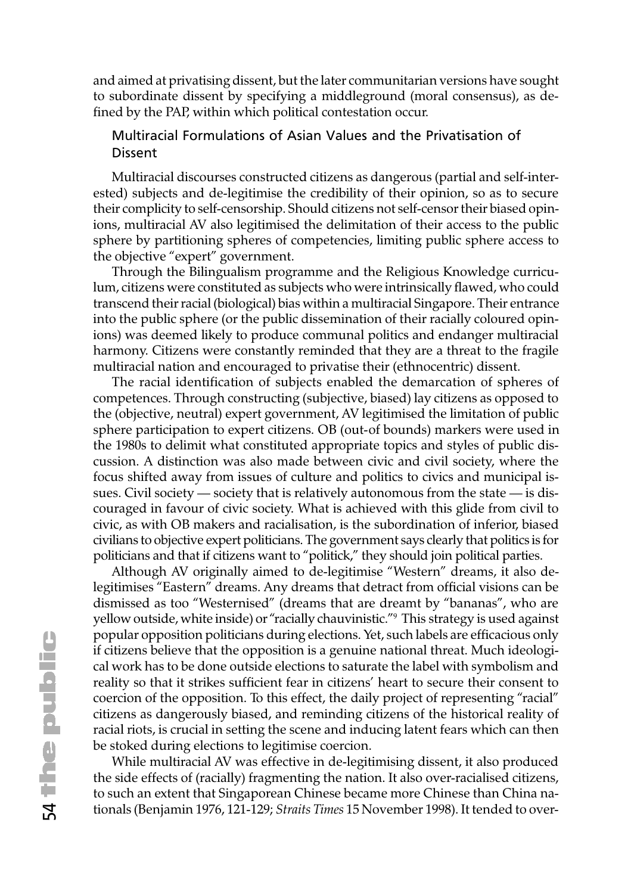and aimed at privatising dissent, but the later communitarian versions have sought to subordinate dissent by specifying a middleground (moral consensus), as defined by the PAP, within which political contestation occur.

### Multiracial Formulations of Asian Values and the Privatisation of Dissent

Multiracial discourses constructed citizens as dangerous (partial and self-interested) subjects and de-legitimise the credibility of their opinion, so as to secure their complicity to self-censorship. Should citizens not self-censor their biased opinions, multiracial AV also legitimised the delimitation of their access to the public sphere by partitioning spheres of competencies, limiting public sphere access to the objective "expert" government.

Through the Bilingualism programme and the Religious Knowledge curriculum, citizens were constituted as subjects who were intrinsically flawed, who could transcend their racial (biological) bias within a multiracial Singapore. Their entrance into the public sphere (or the public dissemination of their racially coloured opinions) was deemed likely to produce communal politics and endanger multiracial harmony. Citizens were constantly reminded that they are a threat to the fragile multiracial nation and encouraged to privatise their (ethnocentric) dissent.

The racial identification of subjects enabled the demarcation of spheres of competences. Through constructing (subjective, biased) lay citizens as opposed to the (objective, neutral) expert government, AV legitimised the limitation of public sphere participation to expert citizens. OB (out-of bounds) markers were used in the 1980s to delimit what constituted appropriate topics and styles of public discussion. A distinction was also made between civic and civil society, where the focus shifted away from issues of culture and politics to civics and municipal issues. Civil society — society that is relatively autonomous from the state — is discouraged in favour of civic society. What is achieved with this glide from civil to civic, as with OB makers and racialisation, is the subordination of inferior, biased civilians to objective expert politicians. The government says clearly that politics is for politicians and that if citizens want to "politick," they should join political parties.

Although AV originally aimed to de-legitimise "Western" dreams, it also de-legitimises "Eastern" dreams. Any dreams that detract from official visions can be dismissed as too "Westernised" (dreams that are dreamt by "bananas", who are yellow outside, white inside) or "racially chauvinistic."[9] This strategy is used against popular opposition politicians during elections. Yet, such labels are efficacious only if citizens believe that the opposition is a genuine national threat. Much ideological work has to be done outside elections to saturate the label with symbolism and reality so that it strikes sufficient fear in citizens' heart to secure their consent to coercion of the opposition. To this effect, the daily project of representing "racial" citizens as dangerously biased, and reminding citizens of the historical reality of racial riots, is crucial in setting the scene and inducing latent fears which can then be stoked during elections to legitimise coercion.

While multiracial AV was effective in de-legitimising dissent, it also produced the side effects of (racially) fragmenting the nation. It also over-racialised citizens, to such an extent that Singaporean Chinese became more Chinese than China nationals (Benjamin 1976, 121-129; *Straits Times* 15 November 1998). It tended to over-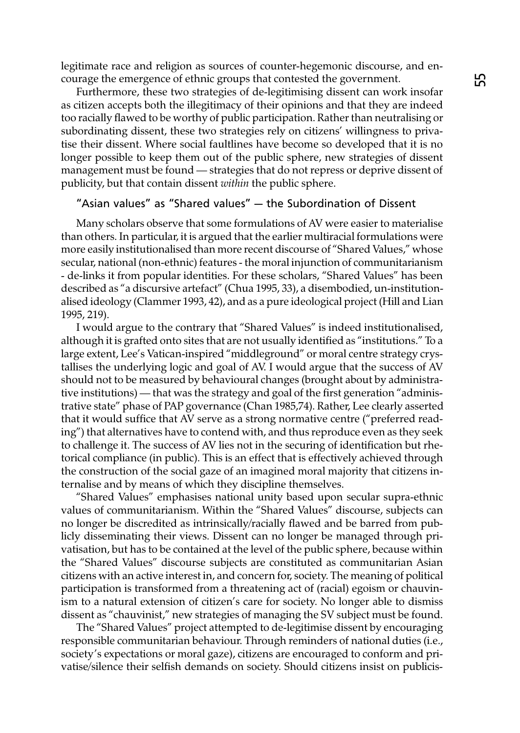legitimate race and religion as sources of counter-hegemonic discourse, and encourage the emergence of ethnic groups that contested the government.

Furthermore, these two strategies of de-legitimising dissent can work insofar as citizen accepts both the illegitimacy of their opinions and that they are indeed too racially flawed to be worthy of public participation. Rather than neutralising or subordinating dissent, these two strategies rely on citizens' willingness to privatise their dissent. Where social faultlines have become so developed that it is no longer possible to keep them out of the public sphere, new strategies of dissent management must be found — strategies that do not repress or deprive dissent of publicity, but that contain dissent *within* the public sphere.

## "Asian values" as "Shared values" — the Subordination of Dissent

Many scholars observe that some formulations of AV were easier to materialise than others. In particular, it is argued that the earlier multiracial formulations were more easily institutionalised than more recent discourse of "Shared Values," whose secular, national (non-ethnic) features - the moral injunction of communitarianism - de-links it from popular identities. For these scholars, "Shared Values" has been described as "a discursive artefact" (Chua 1995, 33), a disembodied, un-institutionalised ideology (Clammer 1993, 42), and as a pure ideological project (Hill and Lian 1995, 219).

I would argue to the contrary that "Shared Values" is indeed institutionalised, although it is grafted onto sites that are not usually identified as "institutions." To a large extent, Lee's Vatican-inspired "middleground" or moral centre strategy crystallises the underlying logic and goal of AV. I would argue that the success of AV should not to be measured by behavioural changes (brought about by administrative institutions) — that was the strategy and goal of the first generation "administrative state" phase of PAP governance (Chan 1985,74). Rather, Lee clearly asserted that it would suffice that AV serve as a strong normative centre ("preferred reading") that alternatives have to contend with, and thus reproduce even as they seek to challenge it. The success of AV lies not in the securing of identification but rhetorical compliance (in public). This is an effect that is effectively achieved through the construction of the social gaze of an imagined moral majority that citizens internalise and by means of which they discipline themselves.

"Shared Values" emphasises national unity based upon secular supra-ethnic values of communitarianism. Within the "Shared Values" discourse, subjects can no longer be discredited as intrinsically/racially flawed and be barred from publicly disseminating their views. Dissent can no longer be managed through privatisation, but has to be contained at the level of the public sphere, because within the "Shared Values" discourse subjects are constituted as communitarian Asian citizens with an active interest in, and concern for, society. The meaning of political participation is transformed from a threatening act of (racial) egoism or chauvinism to a natural extension of citizen's care for society. No longer able to dismiss dissent as "chauvinist," new strategies of managing the SV subject must be found.

The "Shared Values" project attempted to de-legitimise dissent by encouraging responsible communitarian behaviour. Through reminders of national duties (i.e., society's expectations or moral gaze), citizens are encouraged to conform and privatise/silence their selfish demands on society. Should citizens insist on publicis-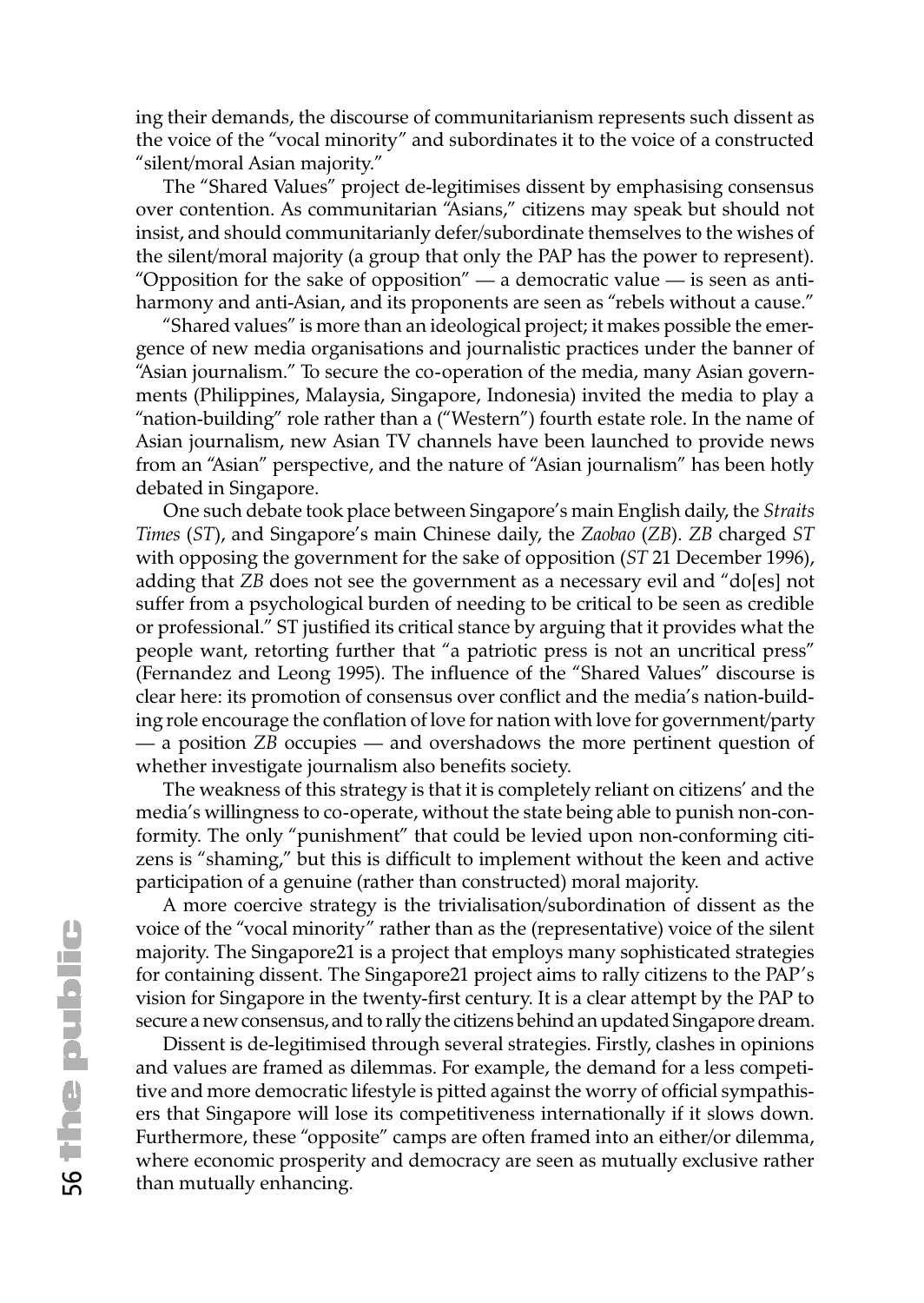ing their demands, the discourse of communitarianism represents such dissent as the voice of the "vocal minority" and subordinates it to the voice of a constructed "silent/moral Asian majority."

The "Shared Values" project de-legitimises dissent by emphasising consensus over contention. As communitarian "Asians," citizens may speak but should not insist, and should communitarianly defer/subordinate themselves to the wishes of the silent/moral majority (a group that only the PAP has the power to represent). "Opposition for the sake of opposition" — a democratic value — is seen as anti-harmony and anti-Asian, and its proponents are seen as "rebels without a cause."

"Shared values" is more than an ideological project; it makes possible the emergence of new media organisations and journalistic practices under the banner of "Asian journalism." To secure the co-operation of the media, many Asian governments (Philippines, Malaysia, Singapore, Indonesia) invited the media to play a "nation-building" role rather than a ("Western") fourth estate role. In the name of Asian journalism, new Asian TV channels have been launched to provide news from an "Asian" perspective, and the nature of "Asian journalism" has been hotly debated in Singapore.

One such debate took place between Singapore's main English daily, the *Straits Times* (*ST*), and Singapore's main Chinese daily, the *Zaobao* (*ZB*). *ZB* charged *ST* with opposing the government for the sake of opposition (*ST* 21 December 1996), adding that *ZB* does not see the government as a necessary evil and "do[es] not suffer from a psychological burden of needing to be critical to be seen as credible or professional." ST justified its critical stance by arguing that it provides what the people want, retorting further that "a patriotic press is not an uncritical press" (Fernandez and Leong 1995). The influence of the "Shared Values" discourse is clear here: its promotion of consensus over conflict and the media's nation-building role encourage the conflation of love for nation with love for government/party — a position *ZB* occupies — and overshadows the more pertinent question of whether investigate journalism also benefits society.

The weakness of this strategy is that it is completely reliant on citizens' and the media's willingness to co-operate, without the state being able to punish non-conformity. The only "punishment" that could be levied upon non-conforming citizens is "shaming," but this is difficult to implement without the keen and active participation of a genuine (rather than constructed) moral majority.

A more coercive strategy is the trivialisation/subordination of dissent as the voice of the "vocal minority" rather than as the (representative) voice of the silent majority. The Singapore21 is a project that employs many sophisticated strategies for containing dissent. The Singapore21 project aims to rally citizens to the PAP's vision for Singapore in the twenty-first century. It is a clear attempt by the PAP to secure a new consensus, and to rally the citizens behind an updated Singapore dream.

Dissent is de-legitimised through several strategies. Firstly, clashes in opinions and values are framed as dilemmas. For example, the demand for a less competitive and more democratic lifestyle is pitted against the worry of official sympathisers that Singapore will lose its competitiveness internationally if it slows down. Furthermore, these "opposite" camps are often framed into an either/or dilemma, where economic prosperity and democracy are seen as mutually exclusive rather than mutually enhancing.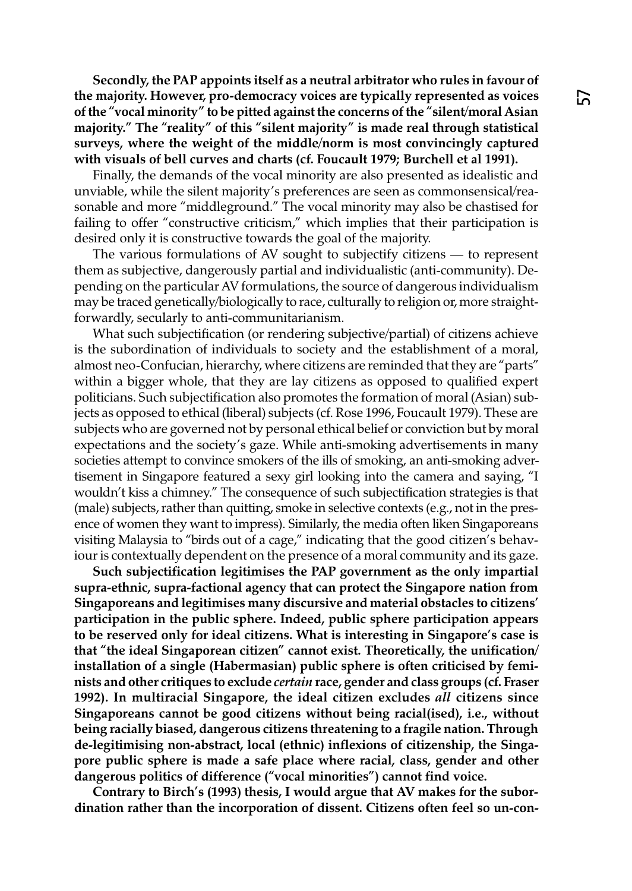**Secondly, the PAP appoints itself as a neutral arbitrator who rules in favour of the majority. However, pro-democracy voices are typically represented as voices of the "vocal minority" to be pitted against the concerns of the "silent/moral Asian majority." The "reality" of this "silent majority" is made real through statistical surveys, where the weight of the middle/norm is most convincingly captured with visuals of bell curves and charts (cf. Foucault 1979; Burchell et al 1991).**

Finally, the demands of the vocal minority are also presented as idealistic and unviable, while the silent majority's preferences are seen as commonsensical/reasonable and more "middleground." The vocal minority may also be chastised for failing to offer "constructive criticism," which implies that their participation is desired only it is constructive towards the goal of the majority.

The various formulations of AV sought to subjectify citizens — to represent them as subjective, dangerously partial and individualistic (anti-community). Depending on the particular AV formulations, the source of dangerous individualism may be traced genetically/biologically to race, culturally to religion or, more straightforwardly, secularly to anti-communitarianism.

What such subjectification (or rendering subjective/partial) of citizens achieve is the subordination of individuals to society and the establishment of a moral, almost neo-Confucian, hierarchy, where citizens are reminded that they are "parts" within a bigger whole, that they are lay citizens as opposed to qualified expert politicians. Such subjectification also promotes the formation of moral (Asian) subjects as opposed to ethical (liberal) subjects (cf. Rose 1996, Foucault 1979). These are subjects who are governed not by personal ethical belief or conviction but by moral expectations and the society's gaze. While anti-smoking advertisements in many societies attempt to convince smokers of the ills of smoking, an anti-smoking advertisement in Singapore featured a sexy girl looking into the camera and saying, "I wouldn't kiss a chimney." The consequence of such subjectification strategies is that (male) subjects, rather than quitting, smoke in selective contexts (e.g., not in the presence of women they want to impress). Similarly, the media often liken Singaporeans visiting Malaysia to "birds out of a cage," indicating that the good citizen's behaviour is contextually dependent on the presence of a moral community and its gaze.

**Such subjectification legitimises the PAP government as the only impartial supra-ethnic, supra-factional agency that can protect the Singapore nation from Singaporeans and legitimises many discursive and material obstacles to citizens' participation in the public sphere. Indeed, public sphere participation appears to be reserved only for ideal citizens. What is interesting in Singapore's case is that "the ideal Singaporean citizen" cannot exist. Theoretically, the unification/installation of a single (Habermasian) public sphere is often criticised by feminists and other critiques to exclude *certain* race, gender and class groups (cf. Fraser 1992). In multiracial Singapore, the ideal citizen excludes *all* citizens since Singaporeans cannot be good citizens without being racial(ised), i.e., without being racially biased, dangerous citizens threatening to a fragile nation. Through de-legitimising non-abstract, local (ethnic) inflexions of citizenship, the Singapore public sphere is made a safe place where racial, class, gender and other dangerous politics of difference ("vocal minorities") cannot find voice.**

**Contrary to Birch's (1993) thesis, I would argue that AV makes for the subordination rather than the incorporation of dissent. Citizens often feel so un-con-**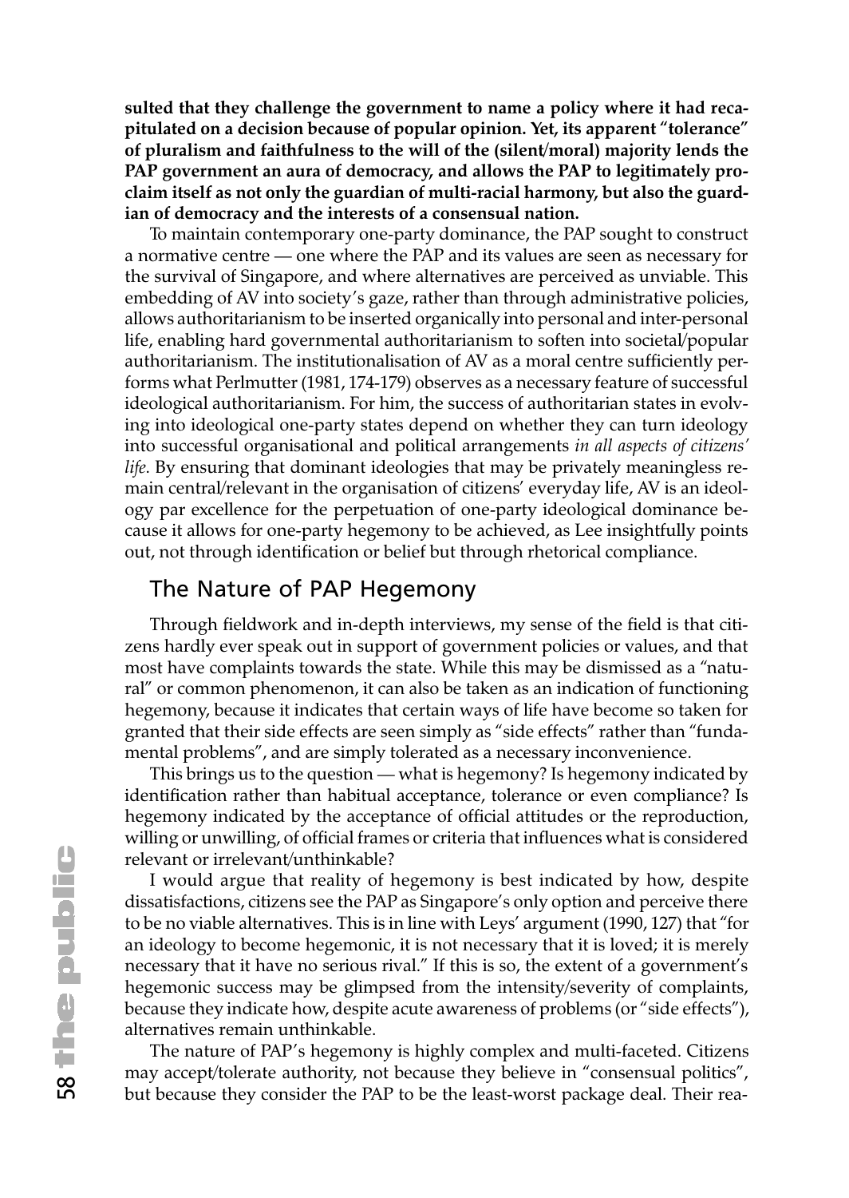**sulted that they challenge the government to name a policy where it had recapitulated on a decision because of popular opinion. Yet, its apparent "tolerance" of pluralism and faithfulness to the will of the (silent/moral) majority lends the PAP government an aura of democracy, and allows the PAP to legitimately proclaim itself as not only the guardian of multi-racial harmony, but also the guardian of democracy and the interests of a consensual nation.**

To maintain contemporary one-party dominance, the PAP sought to construct a normative centre — one where the PAP and its values are seen as necessary for the survival of Singapore, and where alternatives are perceived as unviable. This embedding of AV into society's gaze, rather than through administrative policies, allows authoritarianism to be inserted organically into personal and inter-personal life, enabling hard governmental authoritarianism to soften into societal/popular authoritarianism. The institutionalisation of AV as a moral centre sufficiently performs what Perlmutter (1981, 174-179) observes as a necessary feature of successful ideological authoritarianism. For him, the success of authoritarian states in evolving into ideological one-party states depend on whether they can turn ideology into successful organisational and political arrangements *in all aspects of citizens' life*. By ensuring that dominant ideologies that may be privately meaningless remain central/relevant in the organisation of citizens' everyday life, AV is an ideology par excellence for the perpetuation of one-party ideological dominance because it allows for one-party hegemony to be achieved, as Lee insightfully points out, not through identification or belief but through rhetorical compliance.

## The Nature of PAP Hegemony

Through fieldwork and in-depth interviews, my sense of the field is that citizens hardly ever speak out in support of government policies or values, and that most have complaints towards the state. While this may be dismissed as a "natural" or common phenomenon, it can also be taken as an indication of functioning hegemony, because it indicates that certain ways of life have become so taken for granted that their side effects are seen simply as "side effects" rather than "fundamental problems", and are simply tolerated as a necessary inconvenience.

This brings us to the question — what is hegemony? Is hegemony indicated by identification rather than habitual acceptance, tolerance or even compliance? Is hegemony indicated by the acceptance of official attitudes or the reproduction, willing or unwilling, of official frames or criteria that influences what is considered relevant or irrelevant/unthinkable?

I would argue that reality of hegemony is best indicated by how, despite dissatisfactions, citizens see the PAP as Singapore's only option and perceive there to be no viable alternatives. This is in line with Leys' argument (1990, 127) that "for an ideology to become hegemonic, it is not necessary that it is loved; it is merely necessary that it have no serious rival." If this is so, the extent of a government's hegemonic success may be glimpsed from the intensity/severity of complaints, because they indicate how, despite acute awareness of problems (or "side effects"), alternatives remain unthinkable.

The nature of PAP's hegemony is highly complex and multi-faceted. Citizens may accept/tolerate authority, not because they believe in "consensual politics", but because they consider the PAP to be the least-worst package deal. Their rea-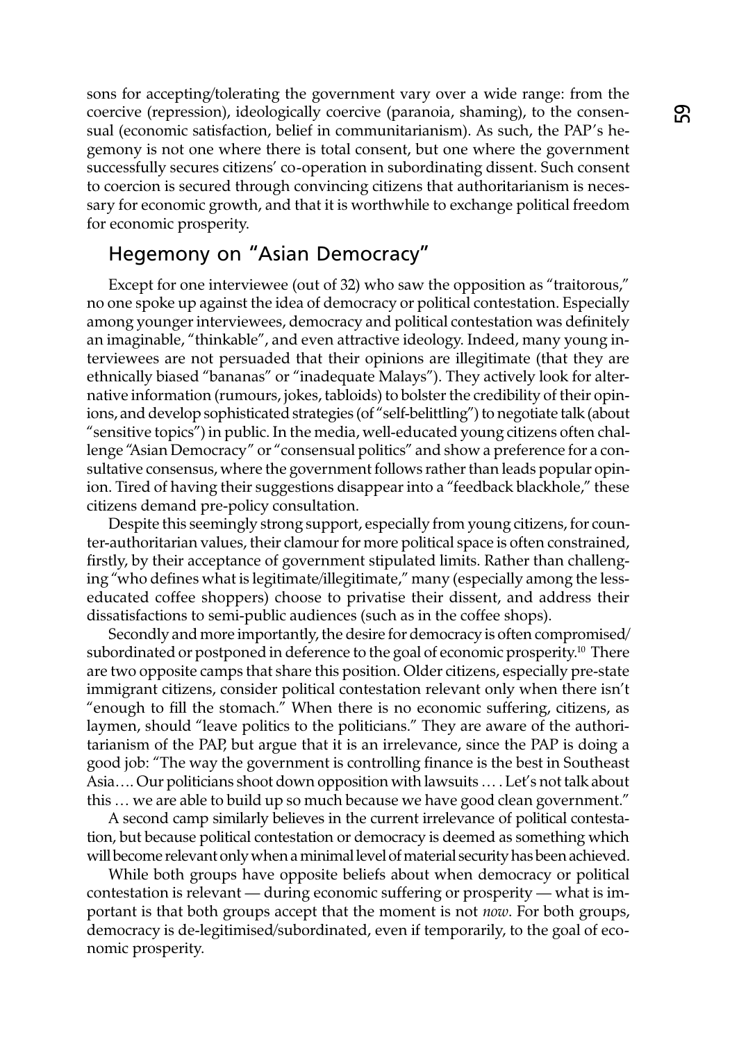sons for accepting/tolerating the government vary over a wide range: from the coercive (repression), ideologically coercive (paranoia, shaming), to the consensual (economic satisfaction, belief in communitarianism). As such, the PAP's hegemony is not one where there is total consent, but one where the government successfully secures citizens' co-operation in subordinating dissent. Such consent to coercion is secured through convincing citizens that authoritarianism is necessary for economic growth, and that it is worthwhile to exchange political freedom for economic prosperity.

## Hegemony on "Asian Democracy"

Except for one interviewee (out of 32) who saw the opposition as "traitorous," no one spoke up against the idea of democracy or political contestation. Especially among younger interviewees, democracy and political contestation was definitely an imaginable, "thinkable", and even attractive ideology. Indeed, many young interviewees are not persuaded that their opinions are illegitimate (that they are ethnically biased "bananas" or "inadequate Malays"). They actively look for alternative information (rumours, jokes, tabloids) to bolster the credibility of their opinions, and develop sophisticated strategies (of "self-belittling") to negotiate talk (about "sensitive topics") in public. In the media, well-educated young citizens often challenge "Asian Democracy" or "consensual politics" and show a preference for a consultative consensus, where the government follows rather than leads popular opinion. Tired of having their suggestions disappear into a "feedback blackhole," these citizens demand pre-policy consultation.

Despite this seemingly strong support, especially from young citizens, for counter-authoritarian values, their clamour for more political space is often constrained, firstly, by their acceptance of government stipulated limits. Rather than challenging "who defines what is legitimate/illegitimate," many (especially among the less-educated coffee shoppers) choose to privatise their dissent, and address their dissatisfactions to semi-public audiences (such as in the coffee shops).

Secondly and more importantly, the desire for democracy is often compromised/subordinated or postponed in deference to the goal of economic prosperity.[10] There are two opposite camps that share this position. Older citizens, especially pre-state immigrant citizens, consider political contestation relevant only when there isn't "enough to fill the stomach." When there is no economic suffering, citizens, as laymen, should "leave politics to the politicians." They are aware of the authoritarianism of the PAP, but argue that it is an irrelevance, since the PAP is doing a good job: "The way the government is controlling finance is the best in Southeast Asia…. Our politicians shoot down opposition with lawsuits … . Let's not talk about this … we are able to build up so much because we have good clean government."

A second camp similarly believes in the current irrelevance of political contestation, but because political contestation or democracy is deemed as something which will become relevant only when a minimal level of material security has been achieved.

While both groups have opposite beliefs about when democracy or political contestation is relevant — during economic suffering or prosperity — what is important is that both groups accept that the moment is not *now*. For both groups, democracy is de-legitimised/subordinated, even if temporarily, to the goal of economic prosperity.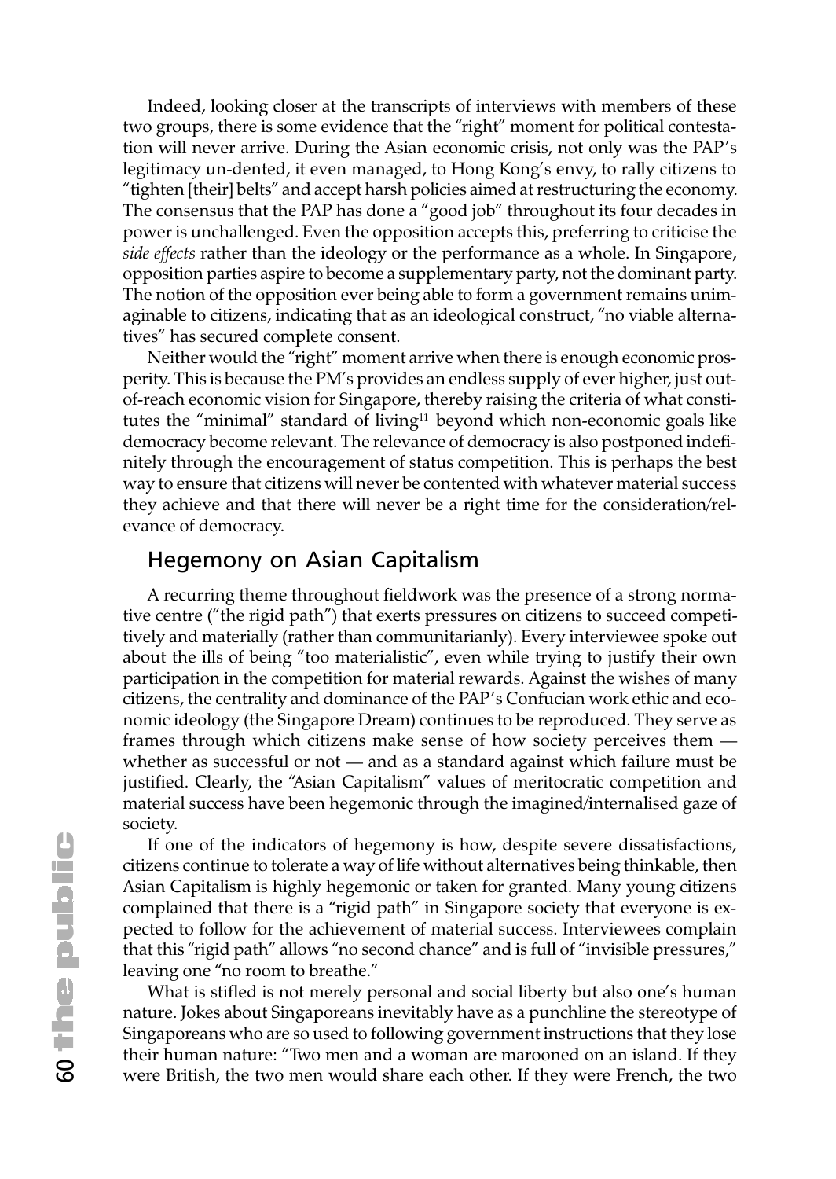Indeed, looking closer at the transcripts of interviews with members of these two groups, there is some evidence that the "right" moment for political contestation will never arrive. During the Asian economic crisis, not only was the PAP's legitimacy un-dented, it even managed, to Hong Kong's envy, to rally citizens to "tighten [their] belts" and accept harsh policies aimed at restructuring the economy. The consensus that the PAP has done a "good job" throughout its four decades in power is unchallenged. Even the opposition accepts this, preferring to criticise the *side effects* rather than the ideology or the performance as a whole. In Singapore, opposition parties aspire to become a supplementary party, not the dominant party. The notion of the opposition ever being able to form a government remains unimaginable to citizens, indicating that as an ideological construct, "no viable alternatives" has secured complete consent.

Neither would the "right" moment arrive when there is enough economic prosperity. This is because the PM's provides an endless supply of ever higher, just out-of-reach economic vision for Singapore, thereby raising the criteria of what constitutes the "minimal" standard of living[11] beyond which non-economic goals like democracy become relevant. The relevance of democracy is also postponed indefinitely through the encouragement of status competition. This is perhaps the best way to ensure that citizens will never be contented with whatever material success they achieve and that there will never be a right time for the consideration/relevance of democracy.

## Hegemony on Asian Capitalism

A recurring theme throughout fieldwork was the presence of a strong normative centre ("the rigid path") that exerts pressures on citizens to succeed competitively and materially (rather than communitarianly). Every interviewee spoke out about the ills of being "too materialistic", even while trying to justify their own participation in the competition for material rewards. Against the wishes of many citizens, the centrality and dominance of the PAP's Confucian work ethic and economic ideology (the Singapore Dream) continues to be reproduced. They serve as frames through which citizens make sense of how society perceives them — whether as successful or not — and as a standard against which failure must be justified. Clearly, the "Asian Capitalism" values of meritocratic competition and material success have been hegemonic through the imagined/internalised gaze of society.

If one of the indicators of hegemony is how, despite severe dissatisfactions, citizens continue to tolerate a way of life without alternatives being thinkable, then Asian Capitalism is highly hegemonic or taken for granted. Many young citizens complained that there is a "rigid path" in Singapore society that everyone is expected to follow for the achievement of material success. Interviewees complain that this "rigid path" allows "no second chance" and is full of "invisible pressures," leaving one "no room to breathe."

What is stifled is not merely personal and social liberty but also one's human nature. Jokes about Singaporeans inevitably have as a punchline the stereotype of Singaporeans who are so used to following government instructions that they lose their human nature: "Two men and a woman are marooned on an island. If they were British, the two men would share each other. If they were French, the two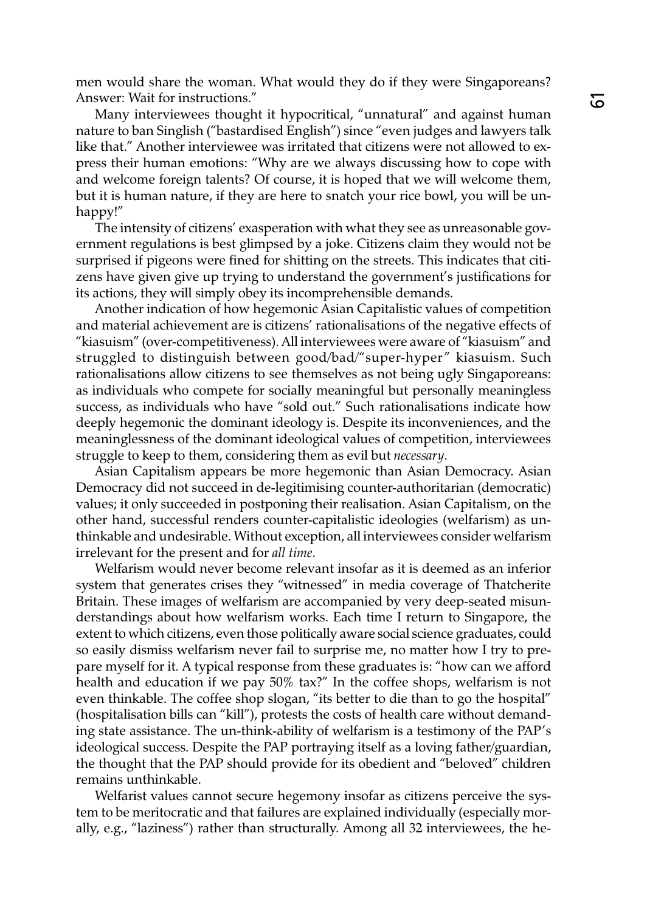men would share the woman. What would they do if they were Singaporeans? Answer: Wait for instructions."

Many interviewees thought it hypocritical, "unnatural" and against human nature to ban Singlish ("bastardised English") since "even judges and lawyers talk like that." Another interviewee was irritated that citizens were not allowed to express their human emotions: "Why are we always discussing how to cope with and welcome foreign talents? Of course, it is hoped that we will welcome them, but it is human nature, if they are here to snatch your rice bowl, you will be unhappy!"

The intensity of citizens' exasperation with what they see as unreasonable government regulations is best glimpsed by a joke. Citizens claim they would not be surprised if pigeons were fined for shitting on the streets. This indicates that citizens have given give up trying to understand the government's justifications for its actions, they will simply obey its incomprehensible demands.

Another indication of how hegemonic Asian Capitalistic values of competition and material achievement are is citizens' rationalisations of the negative effects of "kiasuism" (over-competitiveness). All interviewees were aware of "kiasuism" and struggled to distinguish between good/bad/"super-hyper" kiasuism. Such rationalisations allow citizens to see themselves as not being ugly Singaporeans: as individuals who compete for socially meaningful but personally meaningless success, as individuals who have "sold out." Such rationalisations indicate how deeply hegemonic the dominant ideology is. Despite its inconveniences, and the meaninglessness of the dominant ideological values of competition, interviewees struggle to keep to them, considering them as evil but *necessary*.

Asian Capitalism appears be more hegemonic than Asian Democracy. Asian Democracy did not succeed in de-legitimising counter-authoritarian (democratic) values; it only succeeded in postponing their realisation. Asian Capitalism, on the other hand, successful renders counter-capitalistic ideologies (welfarism) as unthinkable and undesirable. Without exception, all interviewees consider welfarism irrelevant for the present and for *all time*.

Welfarism would never become relevant insofar as it is deemed as an inferior system that generates crises they "witnessed" in media coverage of Thatcherite Britain. These images of welfarism are accompanied by very deep-seated misunderstandings about how welfarism works. Each time I return to Singapore, the extent to which citizens, even those politically aware social science graduates, could so easily dismiss welfarism never fail to surprise me, no matter how I try to prepare myself for it. A typical response from these graduates is: "how can we afford health and education if we pay 50% tax?" In the coffee shops, welfarism is not even thinkable. The coffee shop slogan, "its better to die than to go the hospital" (hospitalisation bills can "kill"), protests the costs of health care without demanding state assistance. The un-think-ability of welfarism is a testimony of the PAP's ideological success. Despite the PAP portraying itself as a loving father/guardian, the thought that the PAP should provide for its obedient and "beloved" children remains unthinkable.

Welfarist values cannot secure hegemony insofar as citizens perceive the system to be meritocratic and that failures are explained individually (especially morally, e.g., "laziness") rather than structurally. Among all 32 interviewees, the he-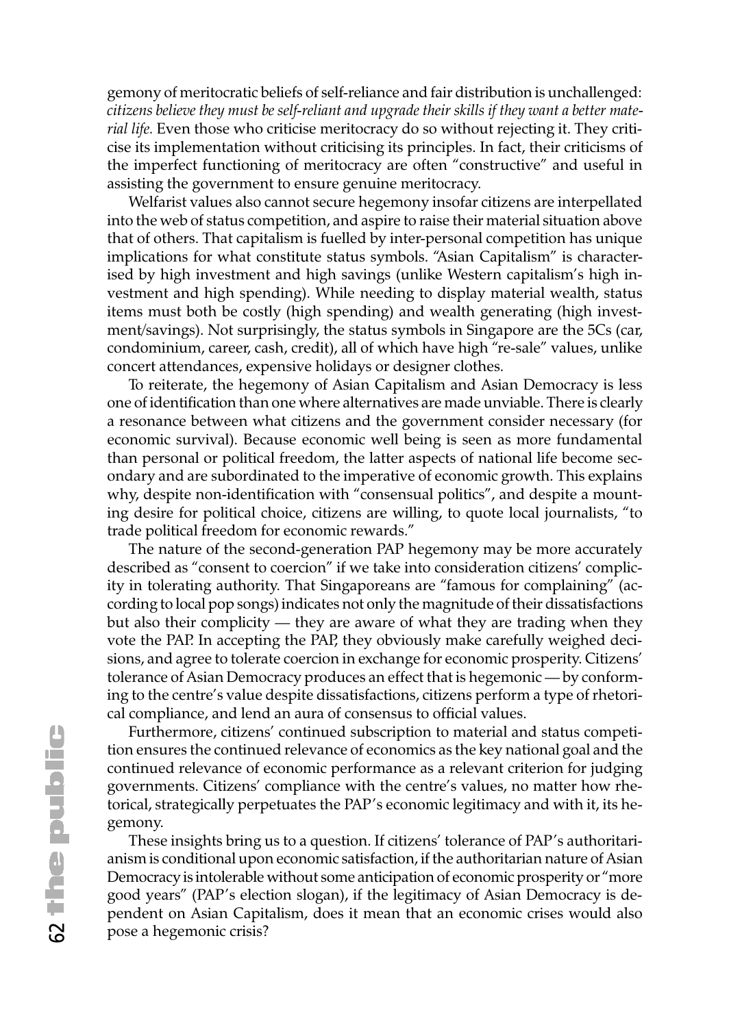gemony of meritocratic beliefs of self-reliance and fair distribution is unchallenged: *citizens believe they must be self-reliant and upgrade their skills if they want a better material life.* Even those who criticise meritocracy do so without rejecting it. They criticise its implementation without criticising its principles. In fact, their criticisms of the imperfect functioning of meritocracy are often "constructive" and useful in assisting the government to ensure genuine meritocracy.

Welfarist values also cannot secure hegemony insofar citizens are interpellated into the web of status competition, and aspire to raise their material situation above that of others. That capitalism is fuelled by inter-personal competition has unique implications for what constitute status symbols. "Asian Capitalism" is characterised by high investment and high savings (unlike Western capitalism's high investment and high spending). While needing to display material wealth, status items must both be costly (high spending) and wealth generating (high investment/savings). Not surprisingly, the status symbols in Singapore are the 5Cs (car, condominium, career, cash, credit), all of which have high "re-sale" values, unlike concert attendances, expensive holidays or designer clothes.

To reiterate, the hegemony of Asian Capitalism and Asian Democracy is less one of identification than one where alternatives are made unviable. There is clearly a resonance between what citizens and the government consider necessary (for economic survival). Because economic well being is seen as more fundamental than personal or political freedom, the latter aspects of national life become secondary and are subordinated to the imperative of economic growth. This explains why, despite non-identification with "consensual politics", and despite a mounting desire for political choice, citizens are willing, to quote local journalists, "to trade political freedom for economic rewards."

The nature of the second-generation PAP hegemony may be more accurately described as "consent to coercion" if we take into consideration citizens' complicity in tolerating authority. That Singaporeans are "famous for complaining" (according to local pop songs) indicates not only the magnitude of their dissatisfactions but also their complicity — they are aware of what they are trading when they vote the PAP. In accepting the PAP, they obviously make carefully weighed decisions, and agree to tolerate coercion in exchange for economic prosperity. Citizens' tolerance of Asian Democracy produces an effect that is hegemonic — by conforming to the centre's value despite dissatisfactions, citizens perform a type of rhetorical compliance, and lend an aura of consensus to official values.

Furthermore, citizens' continued subscription to material and status competition ensures the continued relevance of economics as the key national goal and the continued relevance of economic performance as a relevant criterion for judging governments. Citizens' compliance with the centre's values, no matter how rhetorical, strategically perpetuates the PAP's economic legitimacy and with it, its hegemony.

These insights bring us to a question. If citizens' tolerance of PAP's authoritarianism is conditional upon economic satisfaction, if the authoritarian nature of Asian Democracy is intolerable without some anticipation of economic prosperity or "more good years" (PAP's election slogan), if the legitimacy of Asian Democracy is dependent on Asian Capitalism, does it mean that an economic crises would also pose a hegemonic crisis?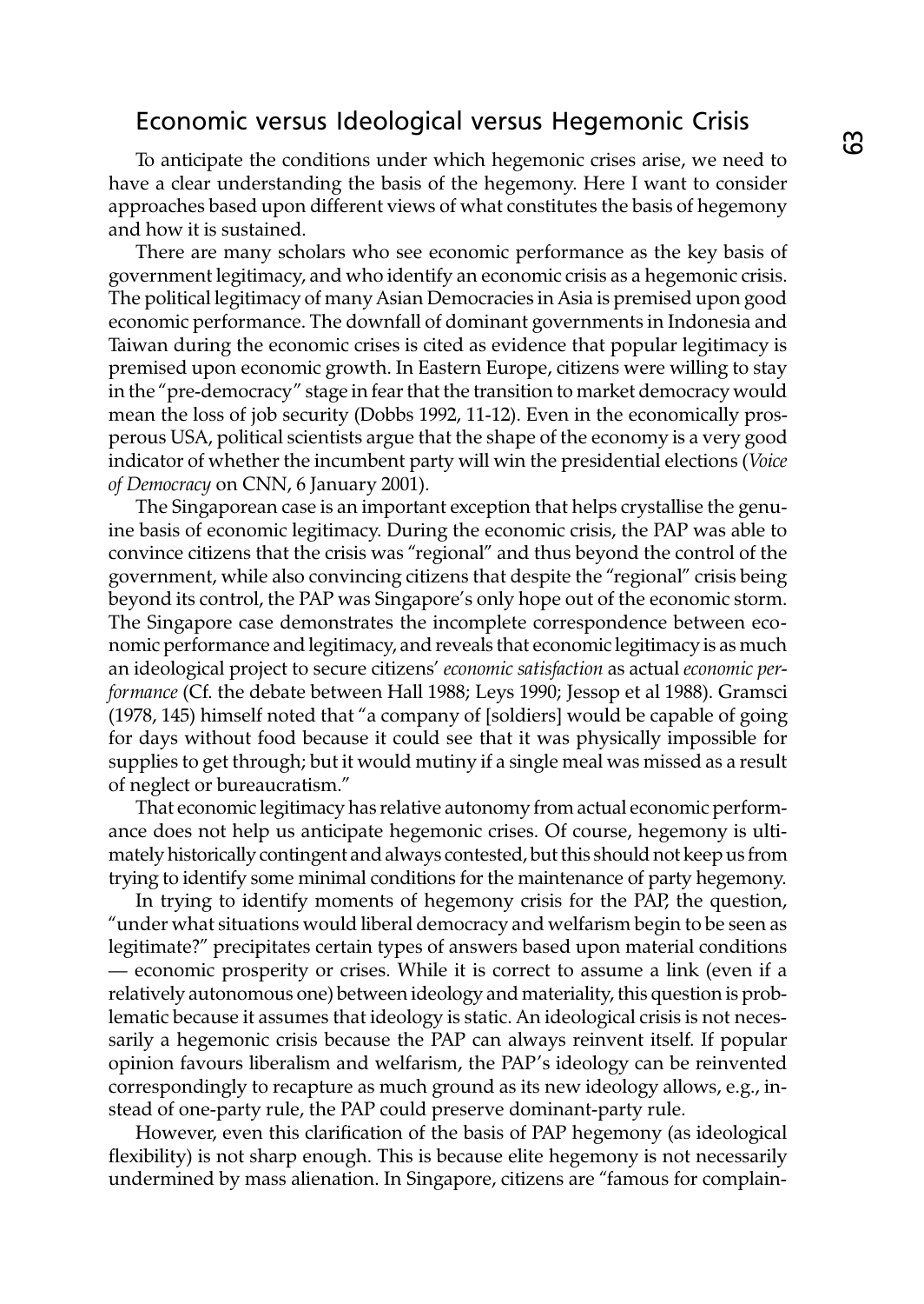## Economic versus Ideological versus Hegemonic Crisis

To anticipate the conditions under which hegemonic crises arise, we need to have a clear understanding the basis of the hegemony. Here I want to consider approaches based upon different views of what constitutes the basis of hegemony and how it is sustained.

There are many scholars who see economic performance as the key basis of government legitimacy, and who identify an economic crisis as a hegemonic crisis. The political legitimacy of many Asian Democracies in Asia is premised upon good economic performance. The downfall of dominant governments in Indonesia and Taiwan during the economic crises is cited as evidence that popular legitimacy is premised upon economic growth. In Eastern Europe, citizens were willing to stay in the "pre-democracy" stage in fear that the transition to market democracy would mean the loss of job security (Dobbs 1992, 11-12). Even in the economically prosperous USA, political scientists argue that the shape of the economy is a very good indicator of whether the incumbent party will win the presidential elections (*Voice of Democracy* on CNN, 6 January 2001).

The Singaporean case is an important exception that helps crystallise the genuine basis of economic legitimacy. During the economic crisis, the PAP was able to convince citizens that the crisis was "regional" and thus beyond the control of the government, while also convincing citizens that despite the "regional" crisis being beyond its control, the PAP was Singapore's only hope out of the economic storm. The Singapore case demonstrates the incomplete correspondence between economic performance and legitimacy, and reveals that economic legitimacy is as much an ideological project to secure citizens' *economic satisfaction* as actual *economic performance* (Cf. the debate between Hall 1988; Leys 1990; Jessop et al 1988). Gramsci (1978, 145) himself noted that "a company of [soldiers] would be capable of going for days without food because it could see that it was physically impossible for supplies to get through; but it would mutiny if a single meal was missed as a result of neglect or bureaucratism."

That economic legitimacy has relative autonomy from actual economic performance does not help us anticipate hegemonic crises. Of course, hegemony is ultimately historically contingent and always contested, but this should not keep us from trying to identify some minimal conditions for the maintenance of party hegemony.

In trying to identify moments of hegemony crisis for the PAP, the question, "under what situations would liberal democracy and welfarism begin to be seen as legitimate?" precipitates certain types of answers based upon material conditions — economic prosperity or crises. While it is correct to assume a link (even if a relatively autonomous one) between ideology and materiality, this question is problematic because it assumes that ideology is static. An ideological crisis is not necessarily a hegemonic crisis because the PAP can always reinvent itself. If popular opinion favours liberalism and welfarism, the PAP's ideology can be reinvented correspondingly to recapture as much ground as its new ideology allows, e.g., instead of one-party rule, the PAP could preserve dominant-party rule.

However, even this clarification of the basis of PAP hegemony (as ideological flexibility) is not sharp enough. This is because elite hegemony is not necessarily undermined by mass alienation. In Singapore, citizens are "famous for complain-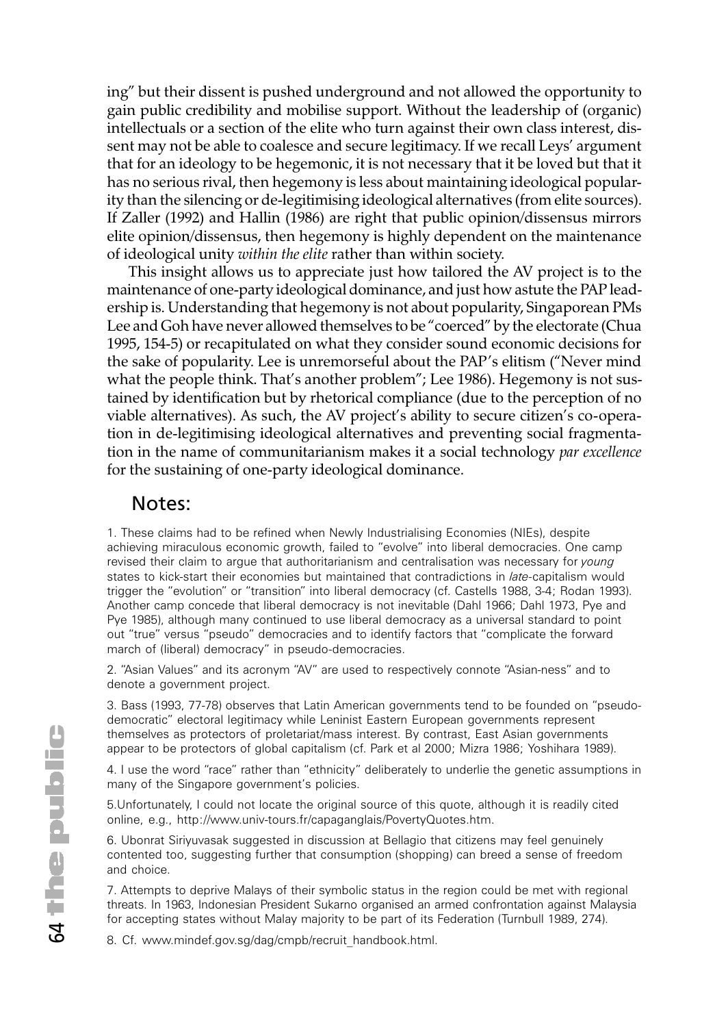ing" but their dissent is pushed underground and not allowed the opportunity to gain public credibility and mobilise support. Without the leadership of (organic) intellectuals or a section of the elite who turn against their own class interest, dissent may not be able to coalesce and secure legitimacy. If we recall Leys' argument that for an ideology to be hegemonic, it is not necessary that it be loved but that it has no serious rival, then hegemony is less about maintaining ideological popularity than the silencing or de-legitimising ideological alternatives (from elite sources). If Zaller (1992) and Hallin (1986) are right that public opinion/dissensus mirrors elite opinion/dissensus, then hegemony is highly dependent on the maintenance of ideological unity *within the elite* rather than within society.

This insight allows us to appreciate just how tailored the AV project is to the maintenance of one-party ideological dominance, and just how astute the PAP leadership is. Understanding that hegemony is not about popularity, Singaporean PMs Lee and Goh have never allowed themselves to be "coerced" by the electorate (Chua 1995, 154-5) or recapitulated on what they consider sound economic decisions for the sake of popularity. Lee is unremorseful about the PAP's elitism ("Never mind what the people think. That's another problem"; Lee 1986). Hegemony is not sustained by identification but by rhetorical compliance (due to the perception of no viable alternatives). As such, the AV project's ability to secure citizen's co-operation in de-legitimising ideological alternatives and preventing social fragmentation in the name of communitarianism makes it a social technology *par excellence* for the sustaining of one-party ideological dominance.

## Notes:

1. These claims had to be refined when Newly Industrialising Economies (NIEs), despite achieving miraculous economic growth, failed to "evolve" into liberal democracies. One camp revised their claim to argue that authoritarianism and centralisation was necessary for *young* states to kick-start their economies but maintained that contradictions in *late*-capitalism would trigger the "evolution" or "transition" into liberal democracy (cf. Castells 1988, 3-4; Rodan 1993). Another camp concede that liberal democracy is not inevitable (Dahl 1966; Dahl 1973, Pye and Pye 1985), although many continued to use liberal democracy as a universal standard to point out "true" versus "pseudo" democracies and to identify factors that "complicate the forward march of (liberal) democracy" in pseudo-democracies.

2. "Asian Values" and its acronym "AV" are used to respectively connote "Asian-ness" and to denote a government project.

3. Bass (1993, 77-78) observes that Latin American governments tend to be founded on "pseudo-democratic" electoral legitimacy while Leninist Eastern European governments represent themselves as protectors of proletariat/mass interest. By contrast, East Asian governments appear to be protectors of global capitalism (cf. Park et al 2000; Mizra 1986; Yoshihara 1989).

4. I use the word "race" rather than "ethnicity" deliberately to underlie the genetic assumptions in many of the Singapore government's policies.

5. Unfortunately, I could not locate the original source of this quote, although it is readily cited online, e.g., http://www.univ-tours.fr/capaganglais/PovertyQuotes.htm.

6. Ubonrat Siriyuvasak suggested in discussion at Bellagio that citizens may feel genuinely contented too, suggesting further that consumption (shopping) can breed a sense of freedom and choice.

7. Attempts to deprive Malays of their symbolic status in the region could be met with regional threats. In 1963, Indonesian President Sukarno organised an armed confrontation against Malaysia for accepting states without Malay majority to be part of its Federation (Turnbull 1989, 274).

8. Cf. www.mindef.gov.sg/dag/cmpb/recruit_handbook.html.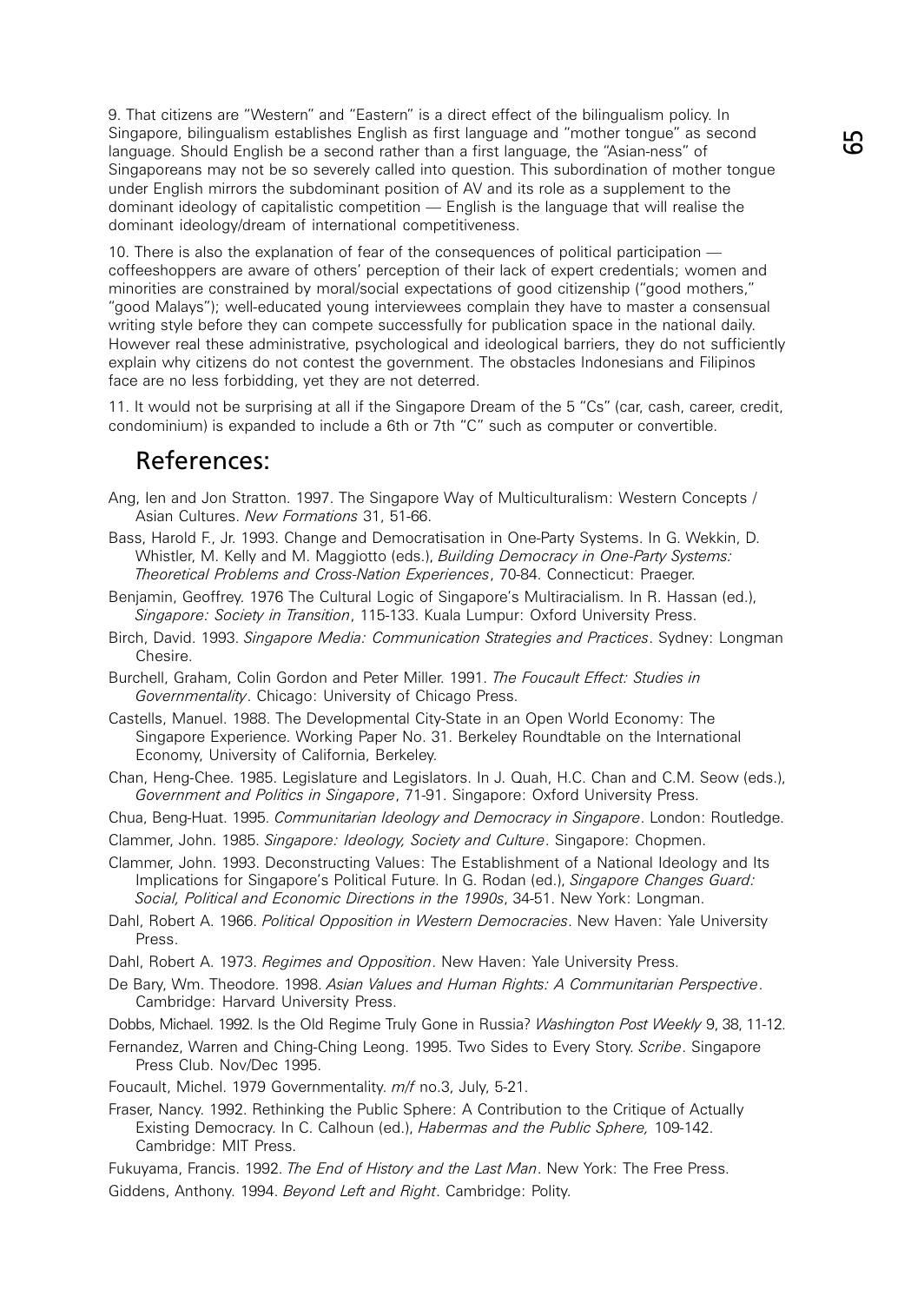9. That citizens are "Western" and "Eastern" is a direct effect of the bilingualism policy. In Singapore, bilingualism establishes English as first language and "mother tongue" as second language. Should English be a second rather than a first language, the "Asian-ness" of Singaporeans may not be so severely called into question. This subordination of mother tongue under English mirrors the subdominant position of AV and its role as a supplement to the dominant ideology of capitalistic competition — English is the language that will realise the dominant ideology/dream of international competitiveness.

10. There is also the explanation of fear of the consequences of political participation — coffeeshoppers are aware of others' perception of their lack of expert credentials; women and minorities are constrained by moral/social expectations of good citizenship ("good mothers," "good Malays"); well-educated young interviewees complain they have to master a consensual writing style before they can compete successfully for publication space in the national daily. However real these administrative, psychological and ideological barriers, they do not sufficiently explain why citizens do not contest the government. The obstacles Indonesians and Filipinos face are no less forbidding, yet they are not deterred.

11. It would not be surprising at all if the Singapore Dream of the 5 "Cs" (car, cash, career, credit, condominium) is expanded to include a 6th or 7th "C" such as computer or convertible.

## References:

Ang, Ien and Jon Stratton. 1997. The Singapore Way of Multiculturalism: Western Concepts / Asian Cultures. *New Formations* 31, 51-66.

Bass, Harold F., Jr. 1993. Change and Democratisation in One-Party Systems. In G. Wekkin, D. Whistler, M. Kelly and M. Maggiotto (eds.), *Building Democracy in One-Party Systems: Theoretical Problems and Cross-Nation Experiences*, 70-84. Connecticut: Praeger.

Benjamin, Geoffrey. 1976 The Cultural Logic of Singapore's Multiracialism. In R. Hassan (ed.), *Singapore: Society in Transition*, 115-133. Kuala Lumpur: Oxford University Press.

Birch, David. 1993. *Singapore Media: Communication Strategies and Practices*. Sydney: Longman Chesire.

Burchell, Graham, Colin Gordon and Peter Miller. 1991. *The Foucault Effect: Studies in Governmentality*. Chicago: University of Chicago Press.

Castells, Manuel. 1988. The Developmental City-State in an Open World Economy: The Singapore Experience. Working Paper No. 31. Berkeley Roundtable on the International Economy, University of California, Berkeley.

Chan, Heng-Chee. 1985. Legislature and Legislators. In J. Quah, H.C. Chan and C.M. Seow (eds.), *Government and Politics in Singapore*, 71-91. Singapore: Oxford University Press.

Chua, Beng-Huat. 1995. *Communitarian Ideology and Democracy in Singapore*. London: Routledge.

Clammer, John. 1985. *Singapore: Ideology, Society and Culture*. Singapore: Chopmen.

Clammer, John. 1993. Deconstructing Values: The Establishment of a National Ideology and Its Implications for Singapore's Political Future. In G. Rodan (ed.), *Singapore Changes Guard: Social, Political and Economic Directions in the 1990s*, 34-51. New York: Longman.

Dahl, Robert A. 1966. *Political Opposition in Western Democracies*. New Haven: Yale University Press.

Dahl, Robert A. 1973. *Regimes and Opposition*. New Haven: Yale University Press.

De Bary, Wm. Theodore. 1998. *Asian Values and Human Rights: A Communitarian Perspective*. Cambridge: Harvard University Press.

Dobbs, Michael. 1992. Is the Old Regime Truly Gone in Russia? *Washington Post Weekly* 9, 38, 11-12.

Fernandez, Warren and Ching-Ching Leong. 1995. Two Sides to Every Story. *Scribe*. Singapore Press Club. Nov/Dec 1995.

Foucault, Michel. 1979 Governmentality. *m/f* no.3, July, 5-21.

Fraser, Nancy. 1992. Rethinking the Public Sphere: A Contribution to the Critique of Actually Existing Democracy. In C. Calhoun (ed.), *Habermas and the Public Sphere,* 109-142. Cambridge: MIT Press.

Fukuyama, Francis. 1992. *The End of History and the Last Man*. New York: The Free Press.

Giddens, Anthony. 1994. *Beyond Left and Right*. Cambridge: Polity.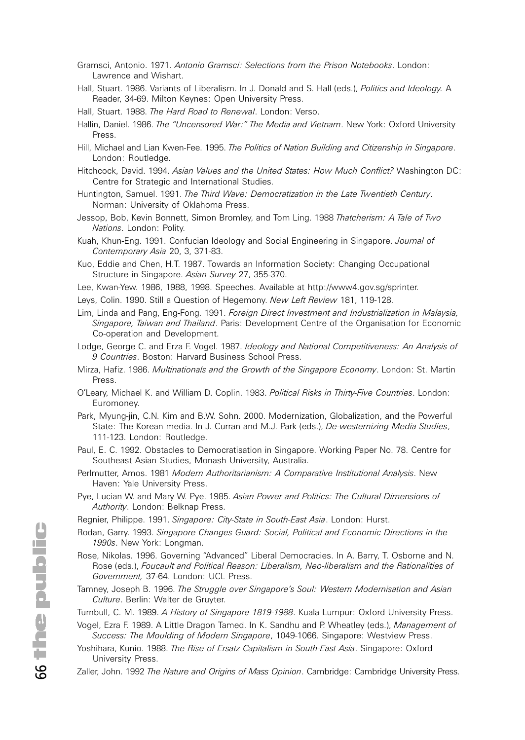Gramsci, Antonio. 1971. *Antonio Gramsci: Selections from the Prison Notebooks*. London: Lawrence and Wishart.

Hall, Stuart. 1986. Variants of Liberalism. In J. Donald and S. Hall (eds.), *Politics and Ideology.* A Reader, 34-69. Milton Keynes: Open University Press.

Hall, Stuart. 1988. *The Hard Road to Renewal*. London: Verso.

Hallin, Daniel. 1986. *The "Uncensored War:" The Media and Vietnam*. New York: Oxford University Press.

Hill, Michael and Lian Kwen-Fee. 1995. *The Politics of Nation Building and Citizenship in Singapore*. London: Routledge.

Hitchcock, David. 1994. *Asian Values and the United States: How Much Conflict?* Washington DC: Centre for Strategic and International Studies.

Huntington, Samuel. 1991. *The Third Wave: Democratization in the Late Twentieth Century*. Norman: University of Oklahoma Press.

Jessop, Bob, Kevin Bonnett, Simon Bromley, and Tom Ling. 1988 *Thatcherism: A Tale of Two Nations*. London: Polity.

Kuah, Khun-Eng. 1991. Confucian Ideology and Social Engineering in Singapore. *Journal of Contemporary Asia* 20, 3, 371-83.

Kuo, Eddie and Chen, H.T. 1987. Towards an Information Society: Changing Occupational Structure in Singapore. *Asian Survey* 27, 355-370.

Lee, Kwan-Yew. 1986, 1988, 1998. Speeches. Available at http://www4.gov.sg/sprinter.

Leys, Colin. 1990. Still a Question of Hegemony. *New Left Review* 181, 119-128.

Lim, Linda and Pang, Eng-Fong. 1991. *Foreign Direct Investment and Industrialization in Malaysia, Singapore, Taiwan and Thailand*. Paris: Development Centre of the Organisation for Economic Co-operation and Development.

Lodge, George C. and Erza F. Vogel. 1987. *Ideology and National Competitiveness: An Analysis of 9 Countries*. Boston: Harvard Business School Press.

Mirza, Hafiz. 1986. *Multinationals and the Growth of the Singapore Economy*. London: St. Martin Press.

O'Leary, Michael K. and William D. Coplin. 1983. *Political Risks in Thirty-Five Countries*. London: Euromoney.

Park, Myung-jin, C.N. Kim and B.W. Sohn. 2000. Modernization, Globalization, and the Powerful State: The Korean media. In J. Curran and M.J. Park (eds.), *De-westernizing Media Studies*, 111-123. London: Routledge.

Paul, E. C. 1992. Obstacles to Democratisation in Singapore. Working Paper No. 78. Centre for Southeast Asian Studies, Monash University, Australia.

Perlmutter, Amos. 1981 *Modern Authoritarianism: A Comparative Institutional Analysis*. New Haven: Yale University Press.

Pye, Lucian W. and Mary W. Pye. 1985. *Asian Power and Politics: The Cultural Dimensions of Authority*. London: Belknap Press.

Regnier, Philippe. 1991. *Singapore: City-State in South-East Asia*. London: Hurst.

Rodan, Garry. 1993. *Singapore Changes Guard: Social, Political and Economic Directions in the 1990s*. New York: Longman.

Rose, Nikolas. 1996. Governing "Advanced" Liberal Democracies. In A. Barry, T. Osborne and N. Rose (eds.), *Foucault and Political Reason: Liberalism, Neo-liberalism and the Rationalities of Government,* 37-64. London: UCL Press.

Tamney, Joseph B. 1996. *The Struggle over Singapore's Soul: Western Modernisation and Asian Culture*. Berlin: Walter de Gruyter.

Turnbull, C. M. 1989. *A History of Singapore 1819-1988*. Kuala Lumpur: Oxford University Press.

Vogel, Ezra F. 1989. A Little Dragon Tamed. In K. Sandhu and P. Wheatley (eds.), *Management of Success: The Moulding of Modern Singapore*, 1049-1066. Singapore: Westview Press.

Yoshihara, Kunio. 1988. *The Rise of Ersatz Capitalism in South-East Asia*. Singapore: Oxford University Press.

Zaller, John. 1992 *The Nature and Origins of Mass Opinion*. Cambridge: Cambridge University Press.